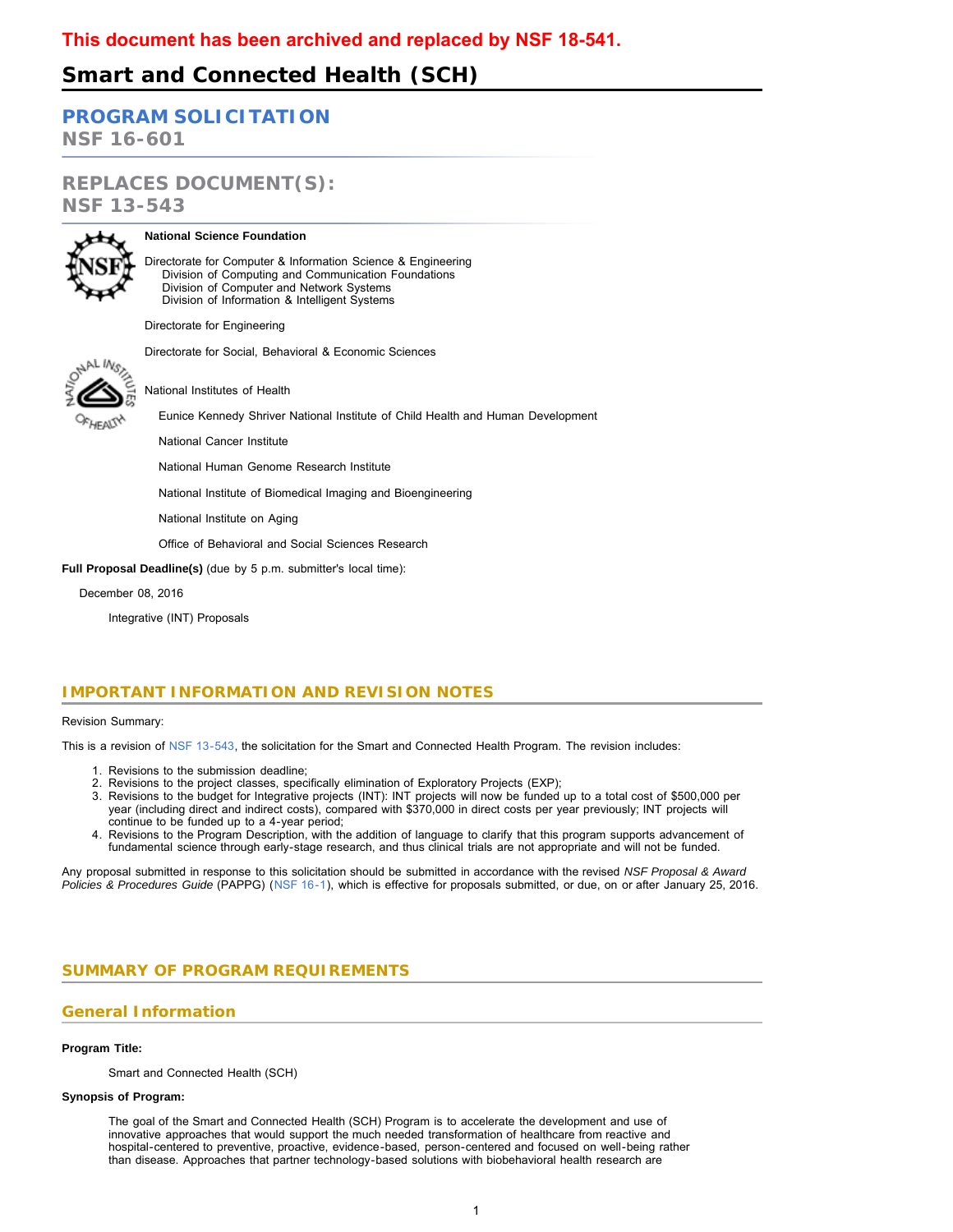**This document has been archived and replaced by NSF 18-541.**

# Smart and Connected Health (SCH)

## PROGRAM SOLICITATION
NSF 16-601

## REPLACES DOCUMENT(S):
NSF 13-543

**National Science Foundation**

Directorate for Computer & Information Science & Engineering
  Division of Computing and Communication Foundations
  Division of Computer and Network Systems
  Division of Information & Intelligent Systems

Directorate for Engineering

Directorate for Social, Behavioral & Economic Sciences

National Institutes of Health

  Eunice Kennedy Shriver National Institute of Child Health and Human Development

  National Cancer Institute

  National Human Genome Research Institute

  National Institute of Biomedical Imaging and Bioengineering

  National Institute on Aging

  Office of Behavioral and Social Sciences Research

**Full Proposal Deadline(s)** (due by 5 p.m. submitter's local time):

December 08, 2016

Integrative (INT) Proposals

## IMPORTANT INFORMATION AND REVISION NOTES

Revision Summary:

This is a revision of NSF 13-543, the solicitation for the Smart and Connected Health Program. The revision includes:

1. Revisions to the submission deadline;
2. Revisions to the project classes, specifically elimination of Exploratory Projects (EXP);
3. Revisions to the budget for Integrative projects (INT): INT projects will now be funded up to a total cost of $500,000 per year (including direct and indirect costs), compared with $370,000 in direct costs per year previously; INT projects will continue to be funded up to a 4-year period;
4. Revisions to the Program Description, with the addition of language to clarify that this program supports advancement of fundamental science through early-stage research, and thus clinical trials are not appropriate and will not be funded.

Any proposal submitted in response to this solicitation should be submitted in accordance with the revised *NSF Proposal & Award Policies & Procedures Guide* (PAPPG) (NSF 16-1), which is effective for proposals submitted, or due, on or after January 25, 2016.

## SUMMARY OF PROGRAM REQUIREMENTS

## General Information

**Program Title:**

Smart and Connected Health (SCH)

**Synopsis of Program:**

The goal of the Smart and Connected Health (SCH) Program is to accelerate the development and use of innovative approaches that would support the much needed transformation of healthcare from reactive and hospital-centered to preventive, proactive, evidence-based, person-centered and focused on well-being rather than disease. Approaches that partner technology-based solutions with biobehavioral health research are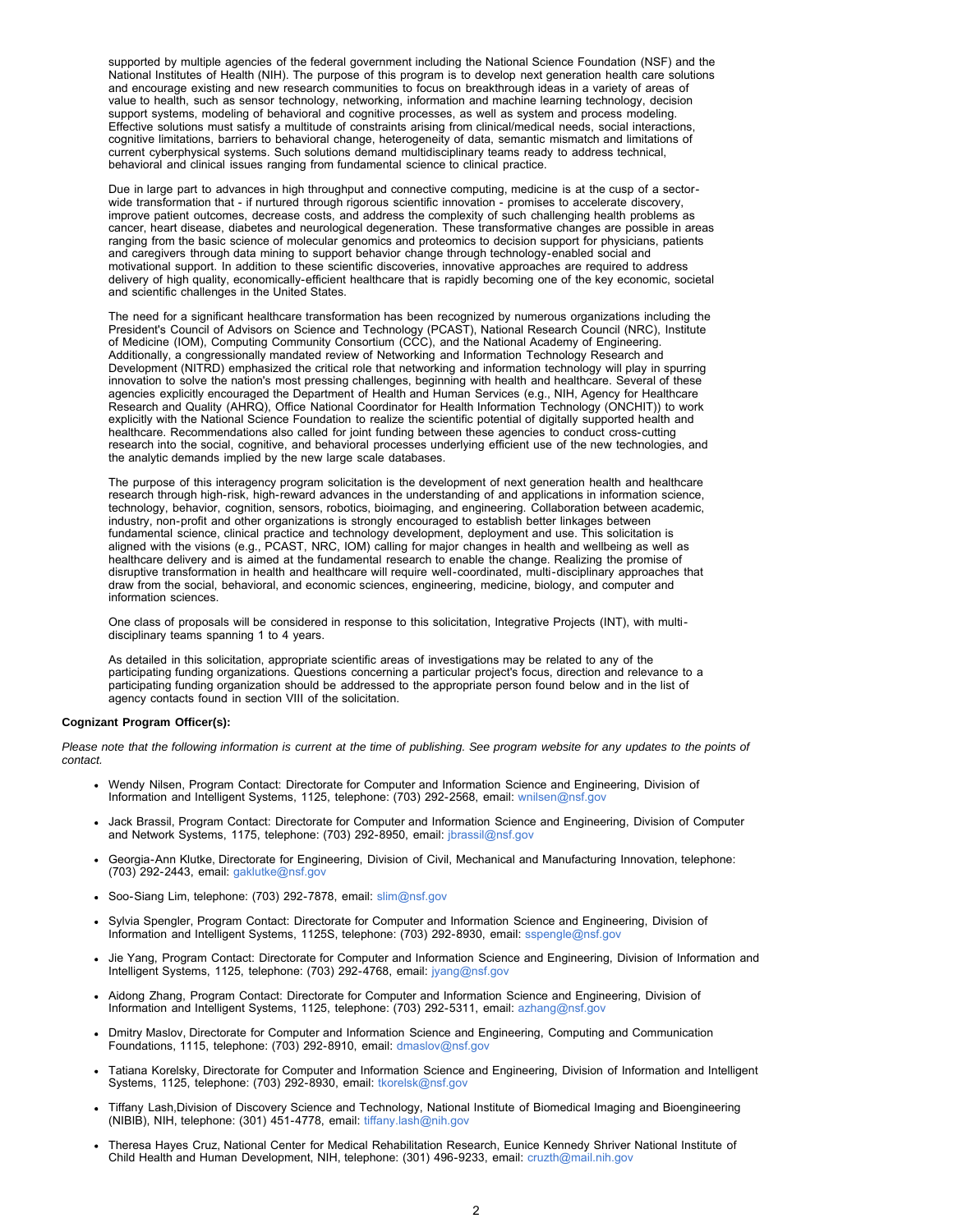supported by multiple agencies of the federal government including the National Science Foundation (NSF) and the National Institutes of Health (NIH). The purpose of this program is to develop next generation health care solutions and encourage existing and new research communities to focus on breakthrough ideas in a variety of areas of value to health, such as sensor technology, networking, information and machine learning technology, decision support systems, modeling of behavioral and cognitive processes, as well as system and process modeling. Effective solutions must satisfy a multitude of constraints arising from clinical/medical needs, social interactions, cognitive limitations, barriers to behavioral change, heterogeneity of data, semantic mismatch and limitations of current cyberphysical systems. Such solutions demand multidisciplinary teams ready to address technical, behavioral and clinical issues ranging from fundamental science to clinical practice.

Due in large part to advances in high throughput and connective computing, medicine is at the cusp of a sector-wide transformation that - if nurtured through rigorous scientific innovation - promises to accelerate discovery, improve patient outcomes, decrease costs, and address the complexity of such challenging health problems as cancer, heart disease, diabetes and neurological degeneration. These transformative changes are possible in areas ranging from the basic science of molecular genomics and proteomics to decision support for physicians, patients and caregivers through data mining to support behavior change through technology-enabled social and motivational support. In addition to these scientific discoveries, innovative approaches are required to address delivery of high quality, economically-efficient healthcare that is rapidly becoming one of the key economic, societal and scientific challenges in the United States.

The need for a significant healthcare transformation has been recognized by numerous organizations including the President's Council of Advisors on Science and Technology (PCAST), National Research Council (NRC), Institute of Medicine (IOM), Computing Community Consortium (CCC), and the National Academy of Engineering. Additionally, a congressionally mandated review of Networking and Information Technology Research and Development (NITRD) emphasized the critical role that networking and information technology will play in spurring innovation to solve the nation's most pressing challenges, beginning with health and healthcare. Several of these agencies explicitly encouraged the Department of Health and Human Services (e.g., NIH, Agency for Healthcare Research and Quality (AHRQ), Office National Coordinator for Health Information Technology (ONCHIT)) to work explicitly with the National Science Foundation to realize the scientific potential of digitally supported health and healthcare. Recommendations also called for joint funding between these agencies to conduct cross-cutting research into the social, cognitive, and behavioral processes underlying efficient use of the new technologies, and the analytic demands implied by the new large scale databases.

The purpose of this interagency program solicitation is the development of next generation health and healthcare research through high-risk, high-reward advances in the understanding of and applications in information science, technology, behavior, cognition, sensors, robotics, bioimaging, and engineering. Collaboration between academic, industry, non-profit and other organizations is strongly encouraged to establish better linkages between fundamental science, clinical practice and technology development, deployment and use. This solicitation is aligned with the visions (e.g., PCAST, NRC, IOM) calling for major changes in health and wellbeing as well as healthcare delivery and is aimed at the fundamental research to enable the change. Realizing the promise of disruptive transformation in health and healthcare will require well-coordinated, multi-disciplinary approaches that draw from the social, behavioral, and economic sciences, engineering, medicine, biology, and computer and information sciences.

One class of proposals will be considered in response to this solicitation, Integrative Projects (INT), with multi-disciplinary teams spanning 1 to 4 years.

As detailed in this solicitation, appropriate scientific areas of investigations may be related to any of the participating funding organizations. Questions concerning a particular project's focus, direction and relevance to a participating funding organization should be addressed to the appropriate person found below and in the list of agency contacts found in section VIII of the solicitation.

**Cognizant Program Officer(s):**

*Please note that the following information is current at the time of publishing. See program website for any updates to the points of contact.*

- Wendy Nilsen, Program Contact: Directorate for Computer and Information Science and Engineering, Division of Information and Intelligent Systems, 1125, telephone: (703) 292-2568, email: wnilsen@nsf.gov
- Jack Brassil, Program Contact: Directorate for Computer and Information Science and Engineering, Division of Computer and Network Systems, 1175, telephone: (703) 292-8950, email: jbrassil@nsf.gov
- Georgia-Ann Klutke, Directorate for Engineering, Division of Civil, Mechanical and Manufacturing Innovation, telephone: (703) 292-2443, email: gaklutke@nsf.gov
- Soo-Siang Lim, telephone: (703) 292-7878, email: slim@nsf.gov
- Sylvia Spengler, Program Contact: Directorate for Computer and Information Science and Engineering, Division of Information and Intelligent Systems, 1125S, telephone: (703) 292-8930, email: sspengle@nsf.gov
- Jie Yang, Program Contact: Directorate for Computer and Information Science and Engineering, Division of Information and Intelligent Systems, 1125, telephone: (703) 292-4768, email: jyang@nsf.gov
- Aidong Zhang, Program Contact: Directorate for Computer and Information Science and Engineering, Division of Information and Intelligent Systems, 1125, telephone: (703) 292-5311, email: azhang@nsf.gov
- Dmitry Maslov, Directorate for Computer and Information Science and Engineering, Computing and Communication Foundations, 1115, telephone: (703) 292-8910, email: dmaslov@nsf.gov
- Tatiana Korelsky, Directorate for Computer and Information Science and Engineering, Division of Information and Intelligent Systems, 1125, telephone: (703) 292-8930, email: tkorelsk@nsf.gov
- Tiffany Lash,Division of Discovery Science and Technology, National Institute of Biomedical Imaging and Bioengineering (NIBIB), NIH, telephone: (301) 451-4778, email: tiffany.lash@nih.gov
- Theresa Hayes Cruz, National Center for Medical Rehabilitation Research, Eunice Kennedy Shriver National Institute of Child Health and Human Development, NIH, telephone: (301) 496-9233, email: cruzth@mail.nih.gov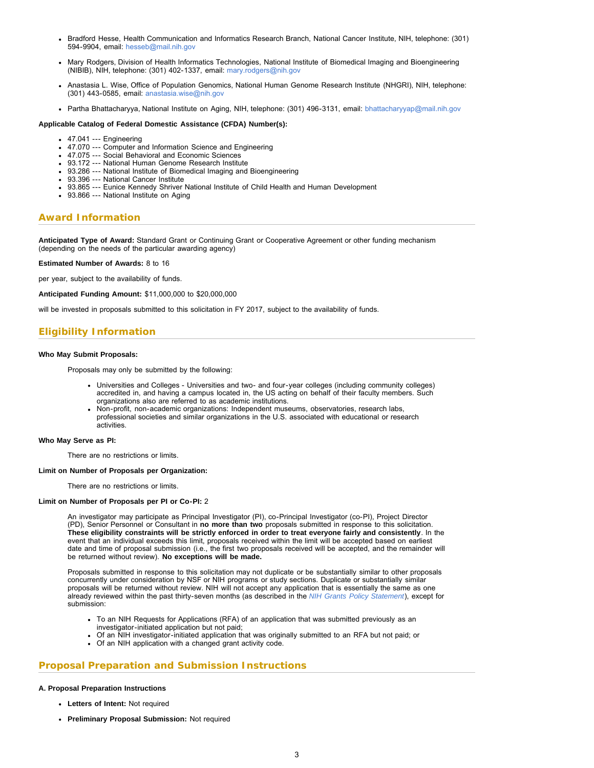- Bradford Hesse, Health Communication and Informatics Research Branch, National Cancer Institute, NIH, telephone: (301) 594-9904, email: hesseb@mail.nih.gov
- Mary Rodgers, Division of Health Informatics Technologies, National Institute of Biomedical Imaging and Bioengineering (NIBIB), NIH, telephone: (301) 402-1337, email: mary.rodgers@nih.gov
- Anastasia L. Wise, Office of Population Genomics, National Human Genome Research Institute (NHGRI), NIH, telephone: (301) 443-0585, email: anastasia.wise@nih.gov
- Partha Bhattacharyya, National Institute on Aging, NIH, telephone: (301) 496-3131, email: bhattacharyyap@mail.nih.gov

**Applicable Catalog of Federal Domestic Assistance (CFDA) Number(s):**

- 47.041 --- Engineering
- 47.070 --- Computer and Information Science and Engineering
- 47.075 --- Social Behavioral and Economic Sciences
- 93.172 --- National Human Genome Research Institute
- 93.286 --- National Institute of Biomedical Imaging and Bioengineering
- 93.396 --- National Cancer Institute
- 93.865 --- Eunice Kennedy Shriver National Institute of Child Health and Human Development
- 93.866 --- National Institute on Aging

## Award Information

**Anticipated Type of Award:** Standard Grant or Continuing Grant or Cooperative Agreement or other funding mechanism (depending on the needs of the particular awarding agency)

**Estimated Number of Awards:** 8 to 16

per year, subject to the availability of funds.

**Anticipated Funding Amount:** $11,000,000 to $20,000,000

will be invested in proposals submitted to this solicitation in FY 2017, subject to the availability of funds.

## Eligibility Information

**Who May Submit Proposals:**

Proposals may only be submitted by the following:

- Universities and Colleges - Universities and two- and four-year colleges (including community colleges) accredited in, and having a campus located in, the US acting on behalf of their faculty members. Such organizations also are referred to as academic institutions.
- Non-profit, non-academic organizations: Independent museums, observatories, research labs, professional societies and similar organizations in the U.S. associated with educational or research activities.

**Who May Serve as PI:**

There are no restrictions or limits.

**Limit on Number of Proposals per Organization:**

There are no restrictions or limits.

**Limit on Number of Proposals per PI or Co-PI:** 2

An investigator may participate as Principal Investigator (PI), co-Principal Investigator (co-PI), Project Director (PD), Senior Personnel or Consultant in **no more than two** proposals submitted in response to this solicitation. **These eligibility constraints will be strictly enforced in order to treat everyone fairly and consistently**. In the event that an individual exceeds this limit, proposals received within the limit will be accepted based on earliest date and time of proposal submission (i.e., the first two proposals received will be accepted, and the remainder will be returned without review). **No exceptions will be made.**

Proposals submitted in response to this solicitation may not duplicate or be substantially similar to other proposals concurrently under consideration by NSF or NIH programs or study sections. Duplicate or substantially similar proposals will be returned without review. NIH will not accept any application that is essentially the same as one already reviewed within the past thirty-seven months (as described in the *NIH Grants Policy Statement*), except for submission:

- To an NIH Requests for Applications (RFA) of an application that was submitted previously as an investigator-initiated application but not paid;
- Of an NIH investigator-initiated application that was originally submitted to an RFA but not paid; or
- Of an NIH application with a changed grant activity code.

## Proposal Preparation and Submission Instructions

**A. Proposal Preparation Instructions**

- **Letters of Intent:** Not required
- **Preliminary Proposal Submission:** Not required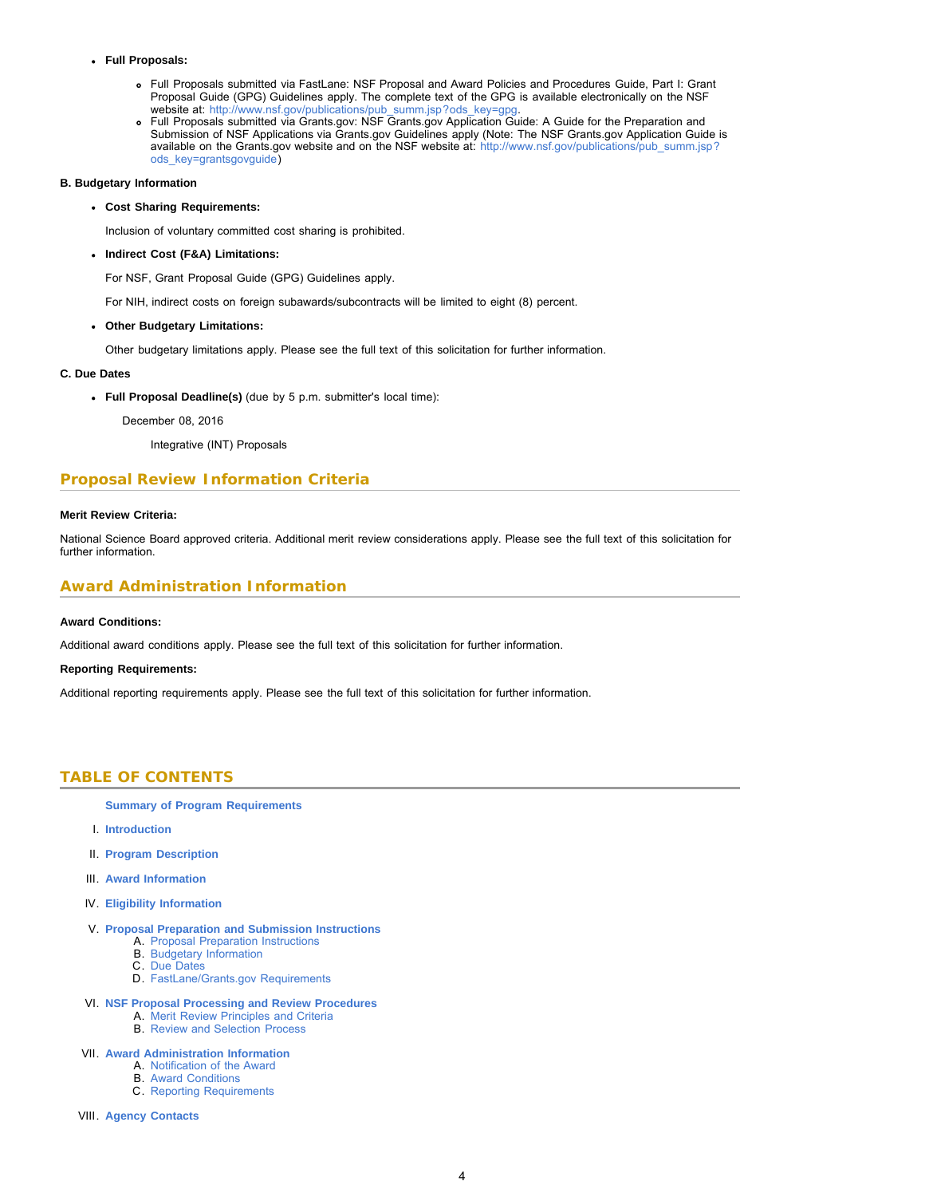- **Full Proposals:**
  - Full Proposals submitted via FastLane: NSF Proposal and Award Policies and Procedures Guide, Part I: Grant Proposal Guide (GPG) Guidelines apply. The complete text of the GPG is available electronically on the NSF website at: http://www.nsf.gov/publications/pub_summ.jsp?ods_key=gpg.
  - Full Proposals submitted via Grants.gov: NSF Grants.gov Application Guide: A Guide for the Preparation and Submission of NSF Applications via Grants.gov Guidelines apply (Note: The NSF Grants.gov Application Guide is available on the Grants.gov website and on the NSF website at: http://www.nsf.gov/publications/pub_summ.jsp?ods_key=grantsgovguide)

**B. Budgetary Information**

- **Cost Sharing Requirements:**

  Inclusion of voluntary committed cost sharing is prohibited.

- **Indirect Cost (F&A) Limitations:**

  For NSF, Grant Proposal Guide (GPG) Guidelines apply.

  For NIH, indirect costs on foreign subawards/subcontracts will be limited to eight (8) percent.

- **Other Budgetary Limitations:**

  Other budgetary limitations apply. Please see the full text of this solicitation for further information.

**C. Due Dates**

- **Full Proposal Deadline(s)** (due by 5 p.m. submitter's local time):

  December 08, 2016

  Integrative (INT) Proposals

## Proposal Review Information Criteria

**Merit Review Criteria:**

National Science Board approved criteria. Additional merit review considerations apply. Please see the full text of this solicitation for further information.

## Award Administration Information

**Award Conditions:**

Additional award conditions apply. Please see the full text of this solicitation for further information.

**Reporting Requirements:**

Additional reporting requirements apply. Please see the full text of this solicitation for further information.

## TABLE OF CONTENTS

**Summary of Program Requirements**

I. **Introduction**

II. **Program Description**

III. **Award Information**

IV. **Eligibility Information**

V. **Proposal Preparation and Submission Instructions**
   A. Proposal Preparation Instructions
   B. Budgetary Information
   C. Due Dates
   D. FastLane/Grants.gov Requirements

VI. **NSF Proposal Processing and Review Procedures**
   A. Merit Review Principles and Criteria
   B. Review and Selection Process

VII. **Award Administration Information**
   A. Notification of the Award
   B. Award Conditions
   C. Reporting Requirements

VIII. **Agency Contacts**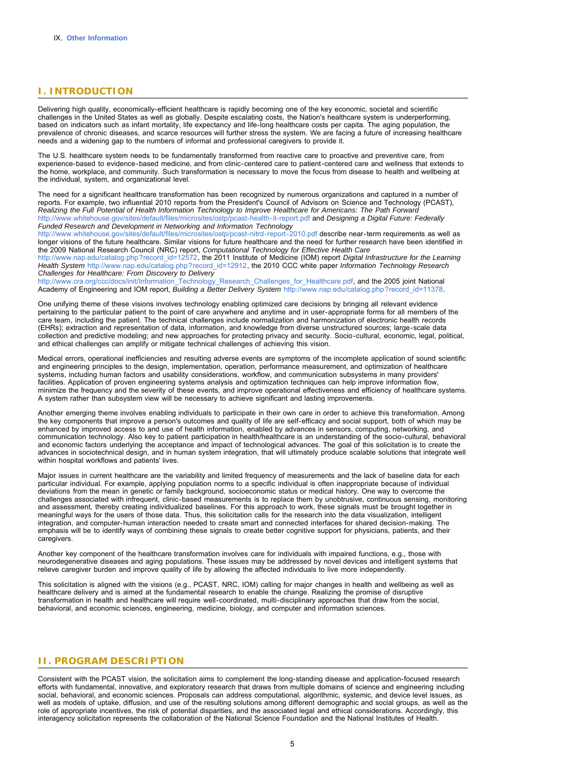IX. **Other Information**

## I. INTRODUCTION

Delivering high quality, economically-efficient healthcare is rapidly becoming one of the key economic, societal and scientific challenges in the United States as well as globally. Despite escalating costs, the Nation's healthcare system is underperforming, based on indicators such as infant mortality, life expectancy and life-long healthcare costs per capita. The aging population, the prevalence of chronic diseases, and scarce resources will further stress the system. We are facing a future of increasing healthcare needs and a widening gap to the numbers of informal and professional caregivers to provide it.

The U.S. healthcare system needs to be fundamentally transformed from reactive care to proactive and preventive care, from experience-based to evidence-based medicine, and from clinic-centered care to patient-centered care and wellness that extends to the home, workplace, and community. Such transformation is necessary to move the focus from disease to health and wellbeing at the individual, system, and organizational level.

The need for a significant healthcare transformation has been recognized by numerous organizations and captured in a number of reports. For example, two influential 2010 reports from the President's Council of Advisors on Science and Technology (PCAST), *Realizing the Full Potential of Health Information Technology to Improve Healthcare for Americans: The Path Forward* http://www.whitehouse.gov/sites/default/files/microsites/ostp/pcast-health-it-report.pdf and *Designing a Digital Future: Federally Funded Research and Development in Networking and Information Technology* http://www.whitehouse.gov/sites/default/files/microsites/ostp/pcast-nitrd-report-2010.pdf describe near-term requirements as well as longer visions of the future healthcare. Similar visions for future healthcare and the need for further research have been identified in the 2009 National Research Council (NRC) report, *Computational Technology for Effective Health Care* http://www.nap.edu/catalog.php?record_id=12572, the 2011 Institute of Medicine (IOM) report *Digital Infrastructure for the Learning Health System* http://www.nap.edu/catalog.php?record_id=12912, the 2010 CCC white paper *Information Technology Research Challenges for Healthcare: From Discovery to Delivery* http://www.cra.org/ccc/docs/init/Information_Technology_Research_Challenges_for_Healthcare.pdf, and the 2005 joint National Academy of Engineering and IOM report, *Building a Better Delivery System* http://www.nap.edu/catalog.php?record_id=11378.

One unifying theme of these visions involves technology enabling optimized care decisions by bringing all relevant evidence pertaining to the particular patient to the point of care anywhere and anytime and in user-appropriate forms for all members of the care team, including the patient. The technical challenges include normalization and harmonization of electronic health records (EHRs); extraction and representation of data, information, and knowledge from diverse unstructured sources; large-scale data collection and predictive modeling; and new approaches for protecting privacy and security. Socio-cultural, economic, legal, political, and ethical challenges can amplify or mitigate technical challenges of achieving this vision.

Medical errors, operational inefficiencies and resulting adverse events are symptoms of the incomplete application of sound scientific and engineering principles to the design, implementation, operation, performance measurement, and optimization of healthcare systems, including human factors and usability considerations, workflow, and communication subsystems in many providers' facilities. Application of proven engineering systems analysis and optimization techniques can help improve information flow, minimize the frequency and the severity of these events, and improve operational effectiveness and efficiency of healthcare systems. A system rather than subsystem view will be necessary to achieve significant and lasting improvements.

Another emerging theme involves enabling individuals to participate in their own care in order to achieve this transformation. Among the key components that improve a person's outcomes and quality of life are self-efficacy and social support, both of which may be enhanced by improved access to and use of health information, enabled by advances in sensors, computing, networking, and communication technology. Also key to patient participation in health/healthcare is an understanding of the socio-cultural, behavioral and economic factors underlying the acceptance and impact of technological advances. The goal of this solicitation is to create the advances in sociotechnical design, and in human system integration, that will ultimately produce scalable solutions that integrate well within hospital workflows and patients' lives.

Major issues in current healthcare are the variability and limited frequency of measurements and the lack of baseline data for each particular individual. For example, applying population norms to a specific individual is often inappropriate because of individual deviations from the mean in genetic or family background, socioeconomic status or medical history. One way to overcome the challenges associated with infrequent, clinic-based measurements is to replace them by unobtrusive, continuous sensing, monitoring and assessment, thereby creating individualized baselines. For this approach to work, these signals must be brought together in meaningful ways for the users of those data. Thus, this solicitation calls for the research into the data visualization, intelligent integration, and computer-human interaction needed to create smart and connected interfaces for shared decision-making. The emphasis will be to identify ways of combining these signals to create better cognitive support for physicians, patients, and their caregivers.

Another key component of the healthcare transformation involves care for individuals with impaired functions, e.g., those with neurodegenerative diseases and aging populations. These issues may be addressed by novel devices and intelligent systems that relieve caregiver burden and improve quality of life by allowing the affected individuals to live more independently.

This solicitation is aligned with the visions (e.g., PCAST, NRC, IOM) calling for major changes in health and wellbeing as well as healthcare delivery and is aimed at the fundamental research to enable the change. Realizing the promise of disruptive transformation in health and healthcare will require well-coordinated, multi-disciplinary approaches that draw from the social, behavioral, and economic sciences, engineering, medicine, biology, and computer and information sciences.

## II. PROGRAM DESCRIPTION

Consistent with the PCAST vision, the solicitation aims to complement the long-standing disease and application-focused research efforts with fundamental, innovative, and exploratory research that draws from multiple domains of science and engineering including social, behavioral, and economic sciences. Proposals can address computational, algorithmic, systemic, and device level issues, as well as models of uptake, diffusion, and use of the resulting solutions among different demographic and social groups, as well as the role of appropriate incentives, the risk of potential disparities, and the associated legal and ethical considerations. Accordingly, this interagency solicitation represents the collaboration of the National Science Foundation and the National Institutes of Health.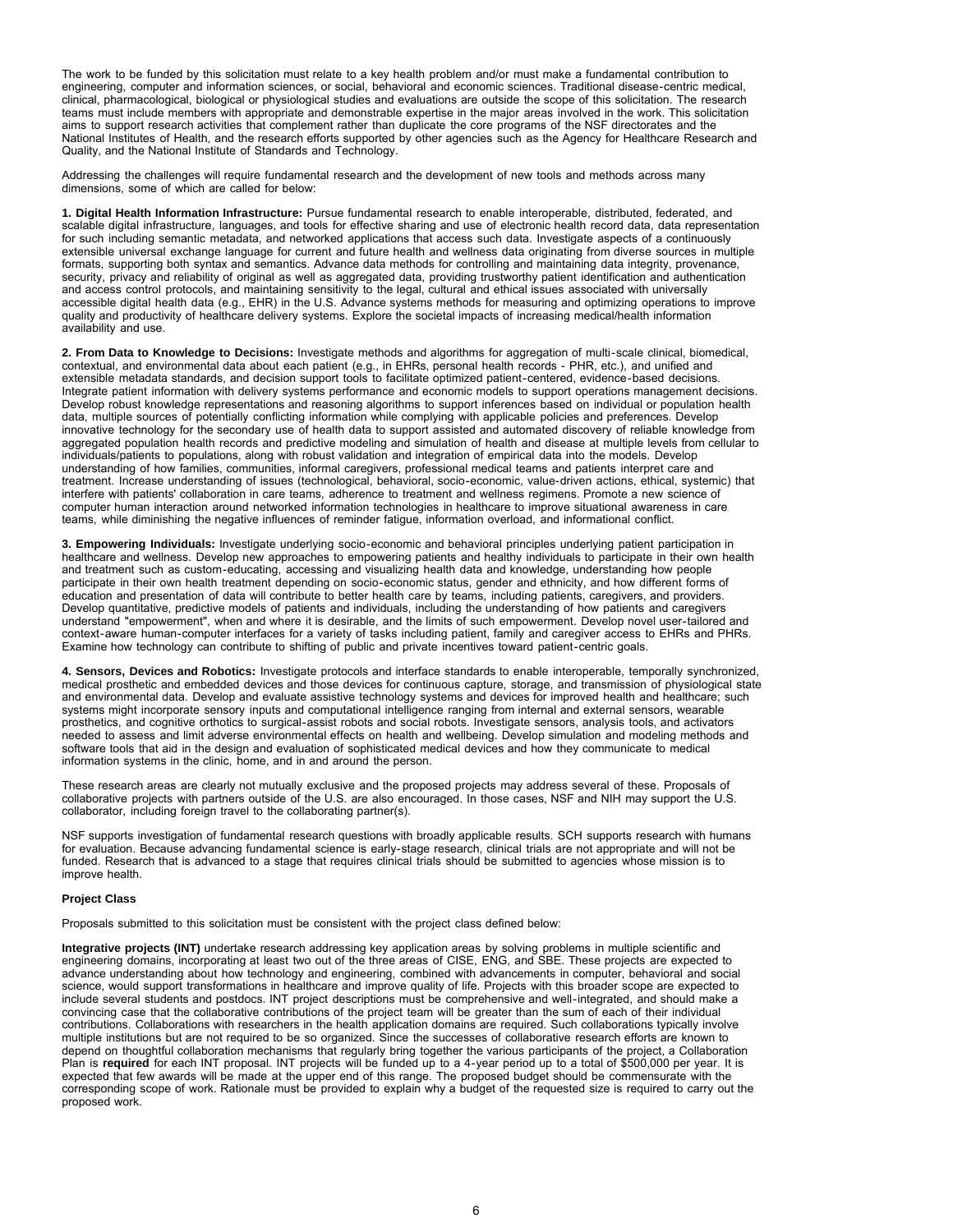The work to be funded by this solicitation must relate to a key health problem and/or must make a fundamental contribution to engineering, computer and information sciences, or social, behavioral and economic sciences. Traditional disease-centric medical, clinical, pharmacological, biological or physiological studies and evaluations are outside the scope of this solicitation. The research teams must include members with appropriate and demonstrable expertise in the major areas involved in the work. This solicitation aims to support research activities that complement rather than duplicate the core programs of the NSF directorates and the National Institutes of Health, and the research efforts supported by other agencies such as the Agency for Healthcare Research and Quality, and the National Institute of Standards and Technology.

Addressing the challenges will require fundamental research and the development of new tools and methods across many dimensions, some of which are called for below:

**1. Digital Health Information Infrastructure:** Pursue fundamental research to enable interoperable, distributed, federated, and scalable digital infrastructure, languages, and tools for effective sharing and use of electronic health record data, data representation for such including semantic metadata, and networked applications that access such data. Investigate aspects of a continuously extensible universal exchange language for current and future health and wellness data originating from diverse sources in multiple formats, supporting both syntax and semantics. Advance data methods for controlling and maintaining data integrity, provenance, security, privacy and reliability of original as well as aggregated data, providing trustworthy patient identification and authentication and access control protocols, and maintaining sensitivity to the legal, cultural and ethical issues associated with universally accessible digital health data (e.g., EHR) in the U.S. Advance systems methods for measuring and optimizing operations to improve quality and productivity of healthcare delivery systems. Explore the societal impacts of increasing medical/health information availability and use.

**2. From Data to Knowledge to Decisions:** Investigate methods and algorithms for aggregation of multi-scale clinical, biomedical, contextual, and environmental data about each patient (e.g., in EHRs, personal health records - PHR, etc.), and unified and extensible metadata standards, and decision support tools to facilitate optimized patient-centered, evidence-based decisions. Integrate patient information with delivery systems performance and economic models to support operations management decisions. Develop robust knowledge representations and reasoning algorithms to support inferences based on individual or population health data, multiple sources of potentially conflicting information while complying with applicable policies and preferences. Develop innovative technology for the secondary use of health data to support assisted and automated discovery of reliable knowledge from aggregated population health records and predictive modeling and simulation of health and disease at multiple levels from cellular to individuals/patients to populations, along with robust validation and integration of empirical data into the models. Develop understanding of how families, communities, informal caregivers, professional medical teams and patients interpret care and treatment. Increase understanding of issues (technological, behavioral, socio-economic, value-driven actions, ethical, systemic) that interfere with patients' collaboration in care teams, adherence to treatment and wellness regimens. Promote a new science of computer human interaction around networked information technologies in healthcare to improve situational awareness in care teams, while diminishing the negative influences of reminder fatigue, information overload, and informational conflict.

**3. Empowering Individuals:** Investigate underlying socio-economic and behavioral principles underlying patient participation in healthcare and wellness. Develop new approaches to empowering patients and healthy individuals to participate in their own health and treatment such as custom-educating, accessing and visualizing health data and knowledge, understanding how people participate in their own health treatment depending on socio-economic status, gender and ethnicity, and how different forms of education and presentation of data will contribute to better health care by teams, including patients, caregivers, and providers. Develop quantitative, predictive models of patients and individuals, including the understanding of how patients and caregivers understand "empowerment", when and where it is desirable, and the limits of such empowerment. Develop novel user-tailored and context-aware human-computer interfaces for a variety of tasks including patient, family and caregiver access to EHRs and PHRs. Examine how technology can contribute to shifting of public and private incentives toward patient-centric goals.

**4. Sensors, Devices and Robotics:** Investigate protocols and interface standards to enable interoperable, temporally synchronized, medical prosthetic and embedded devices and those devices for continuous capture, storage, and transmission of physiological state and environmental data. Develop and evaluate assistive technology systems and devices for improved health and healthcare; such systems might incorporate sensory inputs and computational intelligence ranging from internal and external sensors, wearable prosthetics, and cognitive orthotics to surgical-assist robots and social robots. Investigate sensors, analysis tools, and activators needed to assess and limit adverse environmental effects on health and wellbeing. Develop simulation and modeling methods and software tools that aid in the design and evaluation of sophisticated medical devices and how they communicate to medical information systems in the clinic, home, and in and around the person.

These research areas are clearly not mutually exclusive and the proposed projects may address several of these. Proposals of collaborative projects with partners outside of the U.S. are also encouraged. In those cases, NSF and NIH may support the U.S. collaborator, including foreign travel to the collaborating partner(s).

NSF supports investigation of fundamental research questions with broadly applicable results. SCH supports research with humans for evaluation. Because advancing fundamental science is early-stage research, clinical trials are not appropriate and will not be funded. Research that is advanced to a stage that requires clinical trials should be submitted to agencies whose mission is to improve health.

**Project Class**

Proposals submitted to this solicitation must be consistent with the project class defined below:

**Integrative projects (INT)** undertake research addressing key application areas by solving problems in multiple scientific and engineering domains, incorporating at least two out of the three areas of CISE, ENG, and SBE. These projects are expected to advance understanding about how technology and engineering, combined with advancements in computer, behavioral and social science, would support transformations in healthcare and improve quality of life. Projects with this broader scope are expected to include several students and postdocs. INT project descriptions must be comprehensive and well-integrated, and should make a convincing case that the collaborative contributions of the project team will be greater than the sum of each of their individual contributions. Collaborations with researchers in the health application domains are required. Such collaborations typically involve multiple institutions but are not required to be so organized. Since the successes of collaborative research efforts are known to depend on thoughtful collaboration mechanisms that regularly bring together the various participants of the project, a Collaboration Plan is **required** for each INT proposal. INT projects will be funded up to a 4-year period up to a total of $500,000 per year. It is expected that few awards will be made at the upper end of this range. The proposed budget should be commensurate with the corresponding scope of work. Rationale must be provided to explain why a budget of the requested size is required to carry out the proposed work.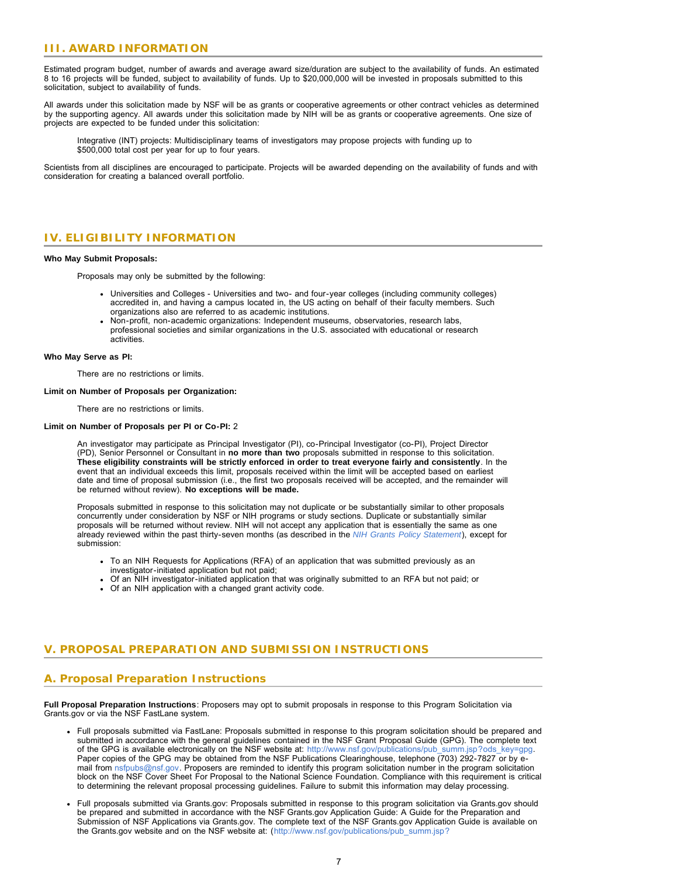## III. AWARD INFORMATION

Estimated program budget, number of awards and average award size/duration are subject to the availability of funds. An estimated 8 to 16 projects will be funded, subject to availability of funds. Up to $20,000,000 will be invested in proposals submitted to this solicitation, subject to availability of funds.

All awards under this solicitation made by NSF will be as grants or cooperative agreements or other contract vehicles as determined by the supporting agency. All awards under this solicitation made by NIH will be as grants or cooperative agreements. One size of projects are expected to be funded under this solicitation:

> Integrative (INT) projects: Multidisciplinary teams of investigators may propose projects with funding up to $500,000 total cost per year for up to four years.

Scientists from all disciplines are encouraged to participate. Projects will be awarded depending on the availability of funds and with consideration for creating a balanced overall portfolio.

## IV. ELIGIBILITY INFORMATION

**Who May Submit Proposals:**

Proposals may only be submitted by the following:

- Universities and Colleges - Universities and two- and four-year colleges (including community colleges) accredited in, and having a campus located in, the US acting on behalf of their faculty members. Such organizations also are referred to as academic institutions.
- Non-profit, non-academic organizations: Independent museums, observatories, research labs, professional societies and similar organizations in the U.S. associated with educational or research activities.

**Who May Serve as PI:**

There are no restrictions or limits.

**Limit on Number of Proposals per Organization:**

There are no restrictions or limits.

**Limit on Number of Proposals per PI or Co-PI:** 2

An investigator may participate as Principal Investigator (PI), co-Principal Investigator (co-PI), Project Director (PD), Senior Personnel or Consultant in **no more than two** proposals submitted in response to this solicitation. **These eligibility constraints will be strictly enforced in order to treat everyone fairly and consistently**. In the event that an individual exceeds this limit, proposals received within the limit will be accepted based on earliest date and time of proposal submission (i.e., the first two proposals received will be accepted, and the remainder will be returned without review). **No exceptions will be made.**

Proposals submitted in response to this solicitation may not duplicate or be substantially similar to other proposals concurrently under consideration by NSF or NIH programs or study sections. Duplicate or substantially similar proposals will be returned without review. NIH will not accept any application that is essentially the same as one already reviewed within the past thirty-seven months (as described in the *NIH Grants Policy Statement*), except for submission:

- To an NIH Requests for Applications (RFA) of an application that was submitted previously as an investigator-initiated application but not paid;
- Of an NIH investigator-initiated application that was originally submitted to an RFA but not paid; or
- Of an NIH application with a changed grant activity code.

## V. PROPOSAL PREPARATION AND SUBMISSION INSTRUCTIONS

### A. Proposal Preparation Instructions

**Full Proposal Preparation Instructions**: Proposers may opt to submit proposals in response to this Program Solicitation via Grants.gov or via the NSF FastLane system.

- Full proposals submitted via FastLane: Proposals submitted in response to this program solicitation should be prepared and submitted in accordance with the general guidelines contained in the NSF Grant Proposal Guide (GPG). The complete text of the GPG is available electronically on the NSF website at: http://www.nsf.gov/publications/pub_summ.jsp?ods_key=gpg. Paper copies of the GPG may be obtained from the NSF Publications Clearinghouse, telephone (703) 292-7827 or by e-mail from nsfpubs@nsf.gov. Proposers are reminded to identify this program solicitation number in the program solicitation block on the NSF Cover Sheet For Proposal to the National Science Foundation. Compliance with this requirement is critical to determining the relevant proposal processing guidelines. Failure to submit this information may delay processing.
- Full proposals submitted via Grants.gov: Proposals submitted in response to this program solicitation via Grants.gov should be prepared and submitted in accordance with the NSF Grants.gov Application Guide: A Guide for the Preparation and Submission of NSF Applications via Grants.gov. The complete text of the NSF Grants.gov Application Guide is available on the Grants.gov website and on the NSF website at: (http://www.nsf.gov/publications/pub_summ.jsp?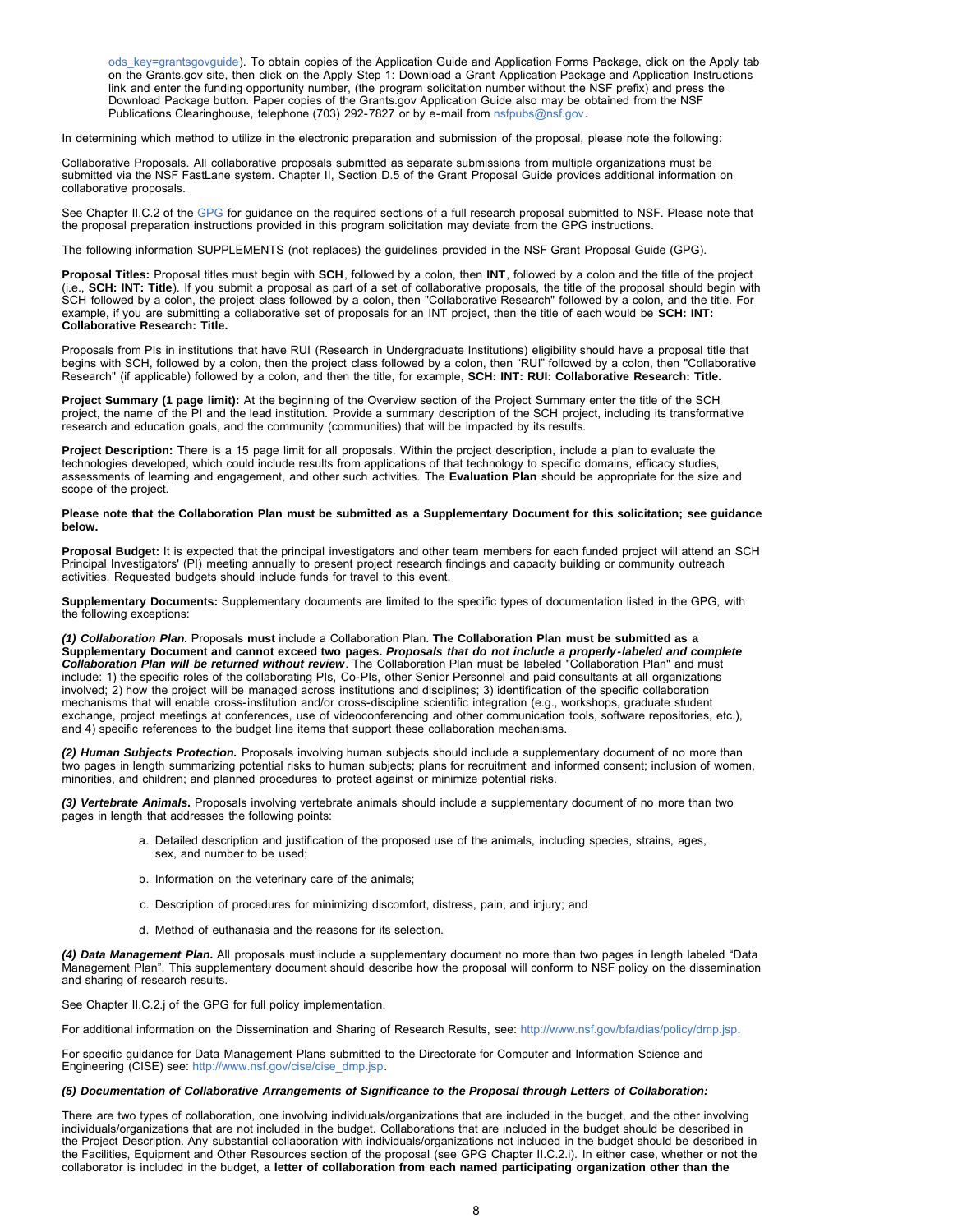ods_key=grantsgovguide). To obtain copies of the Application Guide and Application Forms Package, click on the Apply tab on the Grants.gov site, then click on the Apply Step 1: Download a Grant Application Package and Application Instructions link and enter the funding opportunity number, (the program solicitation number without the NSF prefix) and press the Download Package button. Paper copies of the Grants.gov Application Guide also may be obtained from the NSF Publications Clearinghouse, telephone (703) 292-7827 or by e-mail from nsfpubs@nsf.gov.

In determining which method to utilize in the electronic preparation and submission of the proposal, please note the following:

Collaborative Proposals. All collaborative proposals submitted as separate submissions from multiple organizations must be submitted via the NSF FastLane system. Chapter II, Section D.5 of the Grant Proposal Guide provides additional information on collaborative proposals.

See Chapter II.C.2 of the GPG for guidance on the required sections of a full research proposal submitted to NSF. Please note that the proposal preparation instructions provided in this program solicitation may deviate from the GPG instructions.

The following information SUPPLEMENTS (not replaces) the guidelines provided in the NSF Grant Proposal Guide (GPG).

**Proposal Titles:** Proposal titles must begin with **SCH**, followed by a colon, then **INT**, followed by a colon and the title of the project (i.e., **SCH: INT: Title**). If you submit a proposal as part of a set of collaborative proposals, the title of the proposal should begin with SCH followed by a colon, the project class followed by a colon, then "Collaborative Research" followed by a colon, and the title. For example, if you are submitting a collaborative set of proposals for an INT project, then the title of each would be **SCH: INT: Collaborative Research: Title.**

Proposals from PIs in institutions that have RUI (Research in Undergraduate Institutions) eligibility should have a proposal title that begins with SCH, followed by a colon, then the project class followed by a colon, then "RUI" followed by a colon, then "Collaborative Research" (if applicable) followed by a colon, and then the title, for example, **SCH: INT: RUI: Collaborative Research: Title.**

**Project Summary (1 page limit):** At the beginning of the Overview section of the Project Summary enter the title of the SCH project, the name of the PI and the lead institution. Provide a summary description of the SCH project, including its transformative research and education goals, and the community (communities) that will be impacted by its results.

**Project Description:** There is a 15 page limit for all proposals. Within the project description, include a plan to evaluate the technologies developed, which could include results from applications of that technology to specific domains, efficacy studies, assessments of learning and engagement, and other such activities. The **Evaluation Plan** should be appropriate for the size and scope of the project.

**Please note that the Collaboration Plan must be submitted as a Supplementary Document for this solicitation; see guidance below.**

**Proposal Budget:** It is expected that the principal investigators and other team members for each funded project will attend an SCH Principal Investigators' (PI) meeting annually to present project research findings and capacity building or community outreach activities. Requested budgets should include funds for travel to this event.

**Supplementary Documents:** Supplementary documents are limited to the specific types of documentation listed in the GPG, with the following exceptions:

***(1) Collaboration Plan.*** Proposals **must** include a Collaboration Plan. **The Collaboration Plan must be submitted as a Supplementary Document and cannot exceed two pages. *Proposals that do not include a properly-labeled and complete Collaboration Plan will be returned without review***. The Collaboration Plan must be labeled "Collaboration Plan" and must include: 1) the specific roles of the collaborating PIs, Co-PIs, other Senior Personnel and paid consultants at all organizations involved; 2) how the project will be managed across institutions and disciplines; 3) identification of the specific collaboration mechanisms that will enable cross-institution and/or cross-discipline scientific integration (e.g., workshops, graduate student exchange, project meetings at conferences, use of videoconferencing and other communication tools, software repositories, etc.), and 4) specific references to the budget line items that support these collaboration mechanisms.

***(2) Human Subjects Protection.*** Proposals involving human subjects should include a supplementary document of no more than two pages in length summarizing potential risks to human subjects; plans for recruitment and informed consent; inclusion of women, minorities, and children; and planned procedures to protect against or minimize potential risks.

***(3) Vertebrate Animals.*** Proposals involving vertebrate animals should include a supplementary document of no more than two pages in length that addresses the following points:

a. Detailed description and justification of the proposed use of the animals, including species, strains, ages, sex, and number to be used;

b. Information on the veterinary care of the animals;

c. Description of procedures for minimizing discomfort, distress, pain, and injury; and

d. Method of euthanasia and the reasons for its selection.

***(4) Data Management Plan.*** All proposals must include a supplementary document no more than two pages in length labeled "Data Management Plan". This supplementary document should describe how the proposal will conform to NSF policy on the dissemination and sharing of research results.

See Chapter II.C.2.j of the GPG for full policy implementation.

For additional information on the Dissemination and Sharing of Research Results, see: http://www.nsf.gov/bfa/dias/policy/dmp.jsp.

For specific guidance for Data Management Plans submitted to the Directorate for Computer and Information Science and Engineering (CISE) see: http://www.nsf.gov/cise/cise_dmp.jsp.

***(5) Documentation of Collaborative Arrangements of Significance to the Proposal through Letters of Collaboration:***

There are two types of collaboration, one involving individuals/organizations that are included in the budget, and the other involving individuals/organizations that are not included in the budget. Collaborations that are included in the budget should be described in the Project Description. Any substantial collaboration with individuals/organizations not included in the budget should be described in the Facilities, Equipment and Other Resources section of the proposal (see GPG Chapter II.C.2.i). In either case, whether or not the collaborator is included in the budget, **a letter of collaboration from each named participating organization other than the**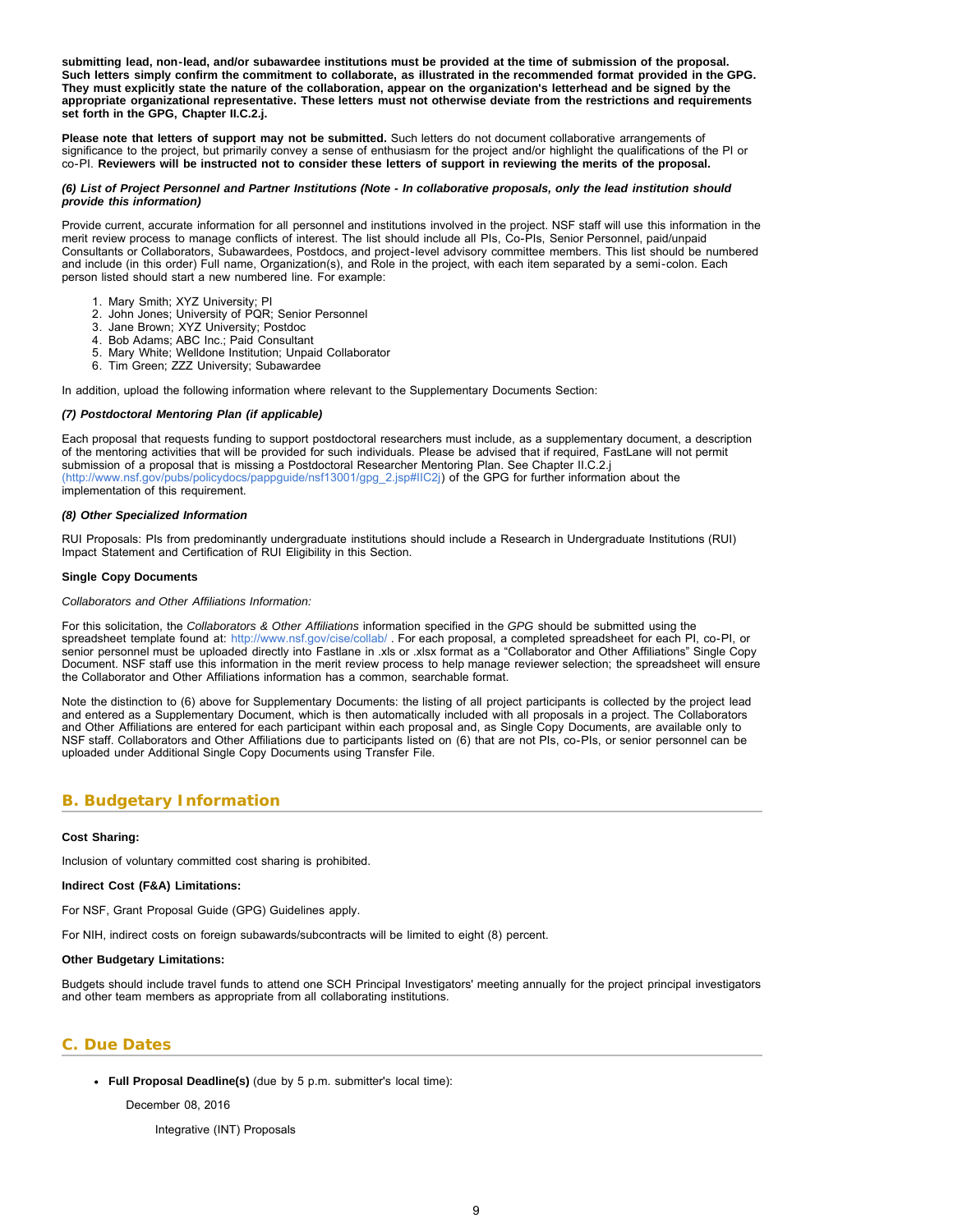**submitting lead, non-lead, and/or subawardee institutions must be provided at the time of submission of the proposal. Such letters simply confirm the commitment to collaborate, as illustrated in the recommended format provided in the GPG. They must explicitly state the nature of the collaboration, appear on the organization's letterhead and be signed by the appropriate organizational representative. These letters must not otherwise deviate from the restrictions and requirements set forth in the GPG, Chapter II.C.2.j.**

**Please note that letters of support may not be submitted.** Such letters do not document collaborative arrangements of significance to the project, but primarily convey a sense of enthusiasm for the project and/or highlight the qualifications of the PI or co-PI. **Reviewers will be instructed not to consider these letters of support in reviewing the merits of the proposal.**

***(6) List of Project Personnel and Partner Institutions (Note - In collaborative proposals, only the lead institution should provide this information)***

Provide current, accurate information for all personnel and institutions involved in the project. NSF staff will use this information in the merit review process to manage conflicts of interest. The list should include all PIs, Co-PIs, Senior Personnel, paid/unpaid Consultants or Collaborators, Subawardees, Postdocs, and project-level advisory committee members. This list should be numbered and include (in this order) Full name, Organization(s), and Role in the project, with each item separated by a semi-colon. Each person listed should start a new numbered line. For example:

1. Mary Smith; XYZ University; PI
2. John Jones; University of PQR; Senior Personnel
3. Jane Brown; XYZ University; Postdoc
4. Bob Adams; ABC Inc.; Paid Consultant
5. Mary White; Welldone Institution; Unpaid Collaborator
6. Tim Green; ZZZ University; Subawardee

In addition, upload the following information where relevant to the Supplementary Documents Section:

***(7) Postdoctoral Mentoring Plan (if applicable)***

Each proposal that requests funding to support postdoctoral researchers must include, as a supplementary document, a description of the mentoring activities that will be provided for such individuals. Please be advised that if required, FastLane will not permit submission of a proposal that is missing a Postdoctoral Researcher Mentoring Plan. See Chapter II.C.2.j (http://www.nsf.gov/pubs/policydocs/pappguide/nsf13001/gpg_2.jsp#IIC2j) of the GPG for further information about the implementation of this requirement.

***(8) Other Specialized Information***

RUI Proposals: PIs from predominantly undergraduate institutions should include a Research in Undergraduate Institutions (RUI) Impact Statement and Certification of RUI Eligibility in this Section.

**Single Copy Documents**

*Collaborators and Other Affiliations Information:*

For this solicitation, the *Collaborators & Other Affiliations* information specified in the *GPG* should be submitted using the spreadsheet template found at: http://www.nsf.gov/cise/collab/ . For each proposal, a completed spreadsheet for each PI, co-PI, or senior personnel must be uploaded directly into Fastlane in .xls or .xlsx format as a "Collaborator and Other Affiliations" Single Copy Document. NSF staff use this information in the merit review process to help manage reviewer selection; the spreadsheet will ensure the Collaborator and Other Affiliations information has a common, searchable format.

Note the distinction to (6) above for Supplementary Documents: the listing of all project participants is collected by the project lead and entered as a Supplementary Document, which is then automatically included with all proposals in a project. The Collaborators and Other Affiliations are entered for each participant within each proposal and, as Single Copy Documents, are available only to NSF staff. Collaborators and Other Affiliations due to participants listed on (6) that are not PIs, co-PIs, or senior personnel can be uploaded under Additional Single Copy Documents using Transfer File.

## B. Budgetary Information

**Cost Sharing:**

Inclusion of voluntary committed cost sharing is prohibited.

**Indirect Cost (F&A) Limitations:**

For NSF, Grant Proposal Guide (GPG) Guidelines apply.

For NIH, indirect costs on foreign subawards/subcontracts will be limited to eight (8) percent.

**Other Budgetary Limitations:**

Budgets should include travel funds to attend one SCH Principal Investigators' meeting annually for the project principal investigators and other team members as appropriate from all collaborating institutions.

## C. Due Dates

- **Full Proposal Deadline(s)** (due by 5 p.m. submitter's local time):

  December 08, 2016

  Integrative (INT) Proposals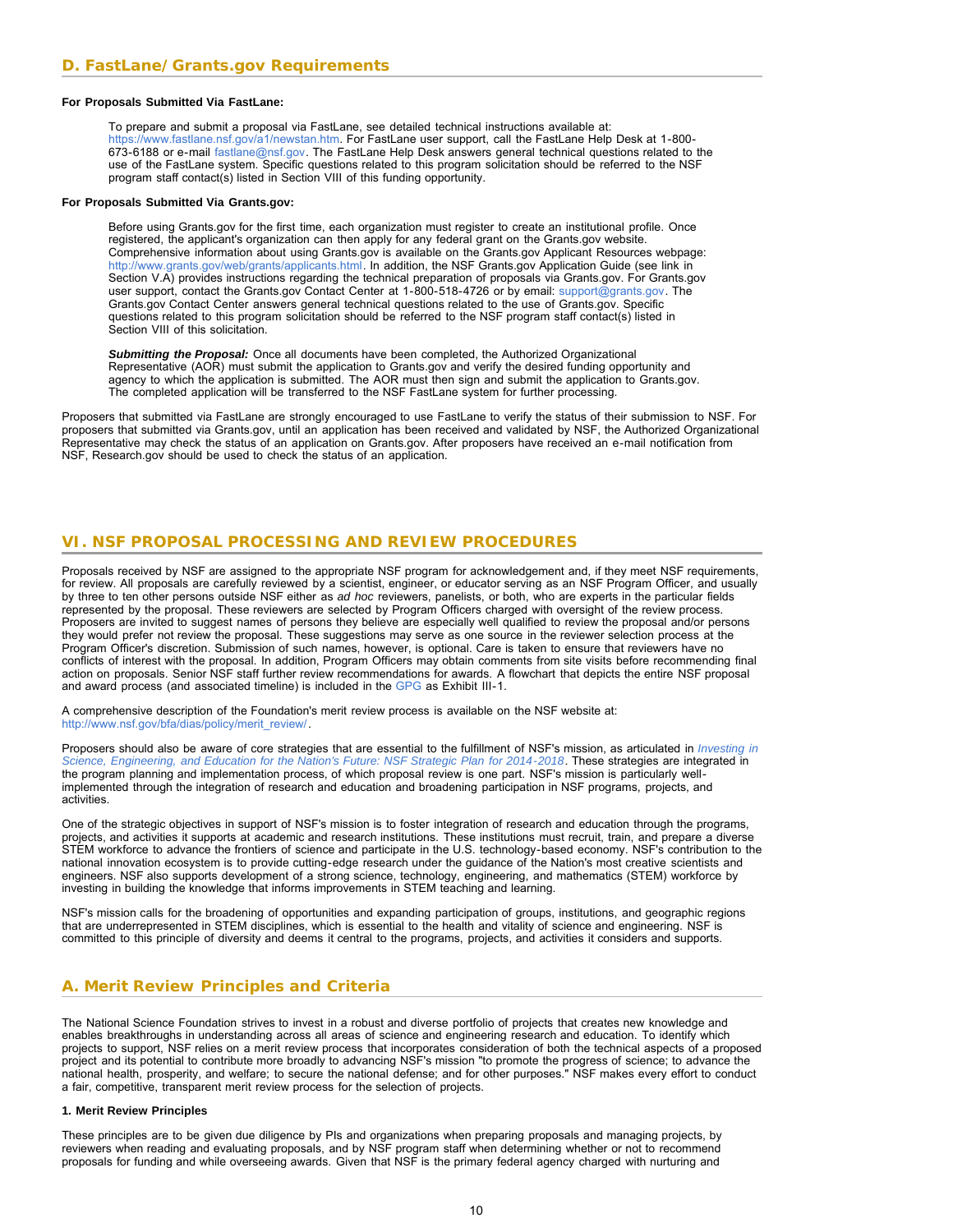## D. FastLane/Grants.gov Requirements

**For Proposals Submitted Via FastLane:**

To prepare and submit a proposal via FastLane, see detailed technical instructions available at: https://www.fastlane.nsf.gov/a1/newstan.htm. For FastLane user support, call the FastLane Help Desk at 1-800-673-6188 or e-mail fastlane@nsf.gov. The FastLane Help Desk answers general technical questions related to the use of the FastLane system. Specific questions related to this program solicitation should be referred to the NSF program staff contact(s) listed in Section VIII of this funding opportunity.

**For Proposals Submitted Via Grants.gov:**

Before using Grants.gov for the first time, each organization must register to create an institutional profile. Once registered, the applicant's organization can then apply for any federal grant on the Grants.gov website. Comprehensive information about using Grants.gov is available on the Grants.gov Applicant Resources webpage: http://www.grants.gov/web/grants/applicants.html. In addition, the NSF Grants.gov Application Guide (see link in Section V.A) provides instructions regarding the technical preparation of proposals via Grants.gov. For Grants.gov user support, contact the Grants.gov Contact Center at 1-800-518-4726 or by email: support@grants.gov. The Grants.gov Contact Center answers general technical questions related to the use of Grants.gov. Specific questions related to this program solicitation should be referred to the NSF program staff contact(s) listed in Section VIII of this solicitation.

***Submitting the Proposal:*** Once all documents have been completed, the Authorized Organizational Representative (AOR) must submit the application to Grants.gov and verify the desired funding opportunity and agency to which the application is submitted. The AOR must then sign and submit the application to Grants.gov. The completed application will be transferred to the NSF FastLane system for further processing.

Proposers that submitted via FastLane are strongly encouraged to use FastLane to verify the status of their submission to NSF. For proposers that submitted via Grants.gov, until an application has been received and validated by NSF, the Authorized Organizational Representative may check the status of an application on Grants.gov. After proposers have received an e-mail notification from NSF, Research.gov should be used to check the status of an application.

# VI. NSF PROPOSAL PROCESSING AND REVIEW PROCEDURES

Proposals received by NSF are assigned to the appropriate NSF program for acknowledgement and, if they meet NSF requirements, for review. All proposals are carefully reviewed by a scientist, engineer, or educator serving as an NSF Program Officer, and usually by three to ten other persons outside NSF either as *ad hoc* reviewers, panelists, or both, who are experts in the particular fields represented by the proposal. These reviewers are selected by Program Officers charged with oversight of the review process. Proposers are invited to suggest names of persons they believe are especially well qualified to review the proposal and/or persons they would prefer not review the proposal. These suggestions may serve as one source in the reviewer selection process at the Program Officer's discretion. Submission of such names, however, is optional. Care is taken to ensure that reviewers have no conflicts of interest with the proposal. In addition, Program Officers may obtain comments from site visits before recommending final action on proposals. Senior NSF staff further review recommendations for awards. A flowchart that depicts the entire NSF proposal and award process (and associated timeline) is included in the GPG as Exhibit III-1.

A comprehensive description of the Foundation's merit review process is available on the NSF website at: http://www.nsf.gov/bfa/dias/policy/merit_review/.

Proposers should also be aware of core strategies that are essential to the fulfillment of NSF's mission, as articulated in *Investing in Science, Engineering, and Education for the Nation's Future: NSF Strategic Plan for 2014-2018*. These strategies are integrated in the program planning and implementation process, of which proposal review is one part. NSF's mission is particularly well-implemented through the integration of research and education and broadening participation in NSF programs, projects, and activities.

One of the strategic objectives in support of NSF's mission is to foster integration of research and education through the programs, projects, and activities it supports at academic and research institutions. These institutions must recruit, train, and prepare a diverse STEM workforce to advance the frontiers of science and participate in the U.S. technology-based economy. NSF's contribution to the national innovation ecosystem is to provide cutting-edge research under the guidance of the Nation's most creative scientists and engineers. NSF also supports development of a strong science, technology, engineering, and mathematics (STEM) workforce by investing in building the knowledge that informs improvements in STEM teaching and learning.

NSF's mission calls for the broadening of opportunities and expanding participation of groups, institutions, and geographic regions that are underrepresented in STEM disciplines, which is essential to the health and vitality of science and engineering. NSF is committed to this principle of diversity and deems it central to the programs, projects, and activities it considers and supports.

## A. Merit Review Principles and Criteria

The National Science Foundation strives to invest in a robust and diverse portfolio of projects that creates new knowledge and enables breakthroughs in understanding across all areas of science and engineering research and education. To identify which projects to support, NSF relies on a merit review process that incorporates consideration of both the technical aspects of a proposed project and its potential to contribute more broadly to advancing NSF's mission "to promote the progress of science; to advance the national health, prosperity, and welfare; to secure the national defense; and for other purposes." NSF makes every effort to conduct a fair, competitive, transparent merit review process for the selection of projects.

**1. Merit Review Principles**

These principles are to be given due diligence by PIs and organizations when preparing proposals and managing projects, by reviewers when reading and evaluating proposals, and by NSF program staff when determining whether or not to recommend proposals for funding and while overseeing awards. Given that NSF is the primary federal agency charged with nurturing and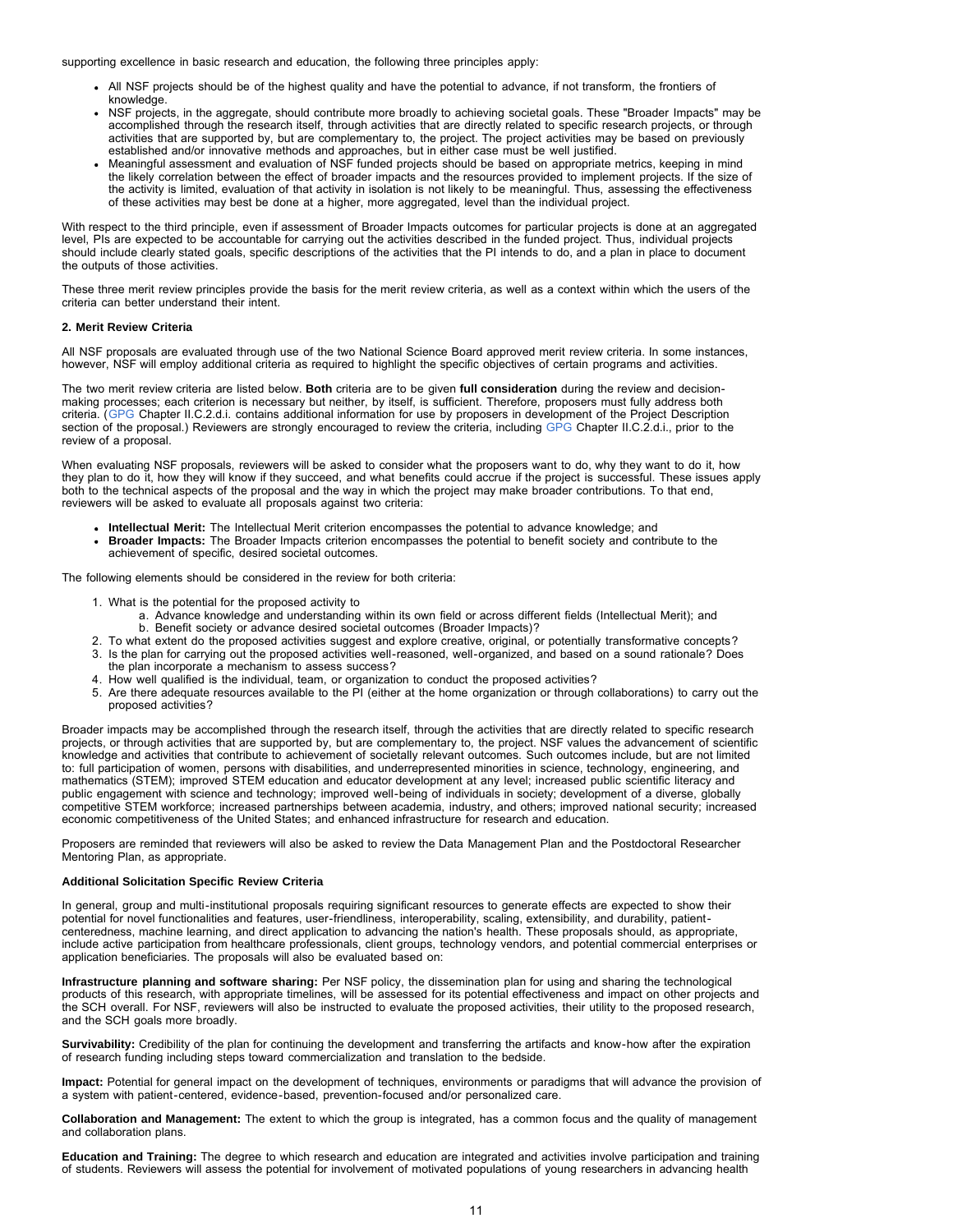supporting excellence in basic research and education, the following three principles apply:

- All NSF projects should be of the highest quality and have the potential to advance, if not transform, the frontiers of knowledge.
- NSF projects, in the aggregate, should contribute more broadly to achieving societal goals. These "Broader Impacts" may be accomplished through the research itself, through activities that are directly related to specific research projects, or through activities that are supported by, but are complementary to, the project. The project activities may be based on previously established and/or innovative methods and approaches, but in either case must be well justified.
- Meaningful assessment and evaluation of NSF funded projects should be based on appropriate metrics, keeping in mind the likely correlation between the effect of broader impacts and the resources provided to implement projects. If the size of the activity is limited, evaluation of that activity in isolation is not likely to be meaningful. Thus, assessing the effectiveness of these activities may best be done at a higher, more aggregated, level than the individual project.

With respect to the third principle, even if assessment of Broader Impacts outcomes for particular projects is done at an aggregated level, PIs are expected to be accountable for carrying out the activities described in the funded project. Thus, individual projects should include clearly stated goals, specific descriptions of the activities that the PI intends to do, and a plan in place to document the outputs of those activities.

These three merit review principles provide the basis for the merit review criteria, as well as a context within which the users of the criteria can better understand their intent.

**2. Merit Review Criteria**

All NSF proposals are evaluated through use of the two National Science Board approved merit review criteria. In some instances, however, NSF will employ additional criteria as required to highlight the specific objectives of certain programs and activities.

The two merit review criteria are listed below. **Both** criteria are to be given **full consideration** during the review and decision-making processes; each criterion is necessary but neither, by itself, is sufficient. Therefore, proposers must fully address both criteria. (GPG Chapter II.C.2.d.i. contains additional information for use by proposers in development of the Project Description section of the proposal.) Reviewers are strongly encouraged to review the criteria, including GPG Chapter II.C.2.d.i., prior to the review of a proposal.

When evaluating NSF proposals, reviewers will be asked to consider what the proposers want to do, why they want to do it, how they plan to do it, how they will know if they succeed, and what benefits could accrue if the project is successful. These issues apply both to the technical aspects of the proposal and the way in which the project may make broader contributions. To that end, reviewers will be asked to evaluate all proposals against two criteria:

- **Intellectual Merit:** The Intellectual Merit criterion encompasses the potential to advance knowledge; and
- **Broader Impacts:** The Broader Impacts criterion encompasses the potential to benefit society and contribute to the achievement of specific, desired societal outcomes.

The following elements should be considered in the review for both criteria:

1. What is the potential for the proposed activity to
   a. Advance knowledge and understanding within its own field or across different fields (Intellectual Merit); and
   b. Benefit society or advance desired societal outcomes (Broader Impacts)?
2. To what extent do the proposed activities suggest and explore creative, original, or potentially transformative concepts?
3. Is the plan for carrying out the proposed activities well-reasoned, well-organized, and based on a sound rationale? Does the plan incorporate a mechanism to assess success?
4. How well qualified is the individual, team, or organization to conduct the proposed activities?
5. Are there adequate resources available to the PI (either at the home organization or through collaborations) to carry out the proposed activities?

Broader impacts may be accomplished through the research itself, through the activities that are directly related to specific research projects, or through activities that are supported by, but are complementary to, the project. NSF values the advancement of scientific knowledge and activities that contribute to achievement of societally relevant outcomes. Such outcomes include, but are not limited to: full participation of women, persons with disabilities, and underrepresented minorities in science, technology, engineering, and mathematics (STEM); improved STEM education and educator development at any level; increased public scientific literacy and public engagement with science and technology; improved well-being of individuals in society; development of a diverse, globally competitive STEM workforce; increased partnerships between academia, industry, and others; improved national security; increased economic competitiveness of the United States; and enhanced infrastructure for research and education.

Proposers are reminded that reviewers will also be asked to review the Data Management Plan and the Postdoctoral Researcher Mentoring Plan, as appropriate.

**Additional Solicitation Specific Review Criteria**

In general, group and multi-institutional proposals requiring significant resources to generate effects are expected to show their potential for novel functionalities and features, user-friendliness, interoperability, scaling, extensibility, and durability, patient-centeredness, machine learning, and direct application to advancing the nation's health. These proposals should, as appropriate, include active participation from healthcare professionals, client groups, technology vendors, and potential commercial enterprises or application beneficiaries. The proposals will also be evaluated based on:

**Infrastructure planning and software sharing:** Per NSF policy, the dissemination plan for using and sharing the technological products of this research, with appropriate timelines, will be assessed for its potential effectiveness and impact on other projects and the SCH overall. For NSF, reviewers will also be instructed to evaluate the proposed activities, their utility to the proposed research, and the SCH goals more broadly.

**Survivability:** Credibility of the plan for continuing the development and transferring the artifacts and know-how after the expiration of research funding including steps toward commercialization and translation to the bedside.

**Impact:** Potential for general impact on the development of techniques, environments or paradigms that will advance the provision of a system with patient-centered, evidence-based, prevention-focused and/or personalized care.

**Collaboration and Management:** The extent to which the group is integrated, has a common focus and the quality of management and collaboration plans.

**Education and Training:** The degree to which research and education are integrated and activities involve participation and training of students. Reviewers will assess the potential for involvement of motivated populations of young researchers in advancing health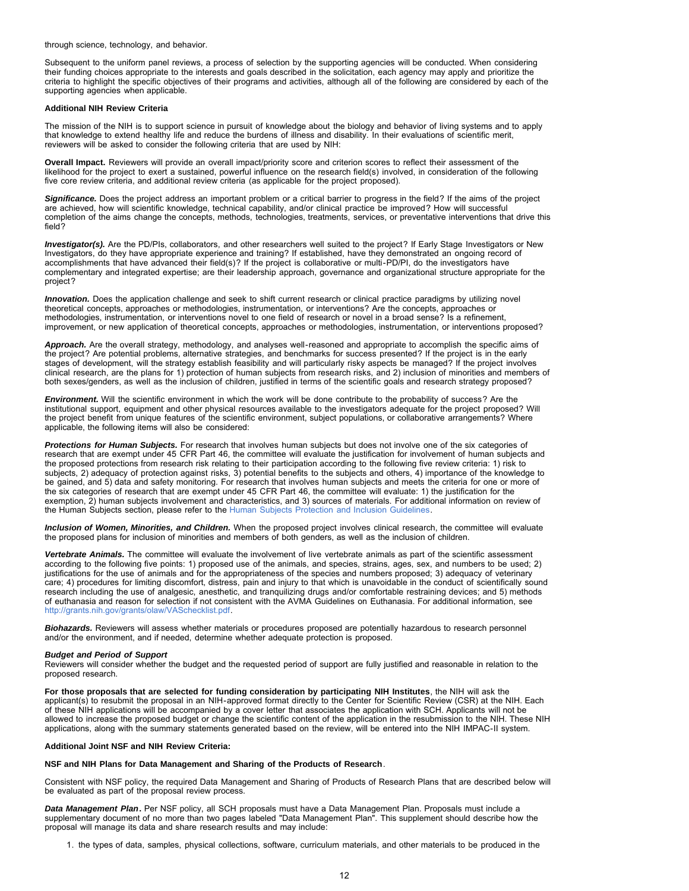through science, technology, and behavior.

Subsequent to the uniform panel reviews, a process of selection by the supporting agencies will be conducted. When considering their funding choices appropriate to the interests and goals described in the solicitation, each agency may apply and prioritize the criteria to highlight the specific objectives of their programs and activities, although all of the following are considered by each of the supporting agencies when applicable.

**Additional NIH Review Criteria**

The mission of the NIH is to support science in pursuit of knowledge about the biology and behavior of living systems and to apply that knowledge to extend healthy life and reduce the burdens of illness and disability. In their evaluations of scientific merit, reviewers will be asked to consider the following criteria that are used by NIH:

**Overall Impact.** Reviewers will provide an overall impact/priority score and criterion scores to reflect their assessment of the likelihood for the project to exert a sustained, powerful influence on the research field(s) involved, in consideration of the following five core review criteria, and additional review criteria (as applicable for the project proposed).

***Significance.*** Does the project address an important problem or a critical barrier to progress in the field? If the aims of the project are achieved, how will scientific knowledge, technical capability, and/or clinical practice be improved? How will successful completion of the aims change the concepts, methods, technologies, treatments, services, or preventative interventions that drive this field?

***Investigator(s).*** Are the PD/PIs, collaborators, and other researchers well suited to the project? If Early Stage Investigators or New Investigators, do they have appropriate experience and training? If established, have they demonstrated an ongoing record of accomplishments that have advanced their field(s)? If the project is collaborative or multi-PD/PI, do the investigators have complementary and integrated expertise; are their leadership approach, governance and organizational structure appropriate for the project?

***Innovation.*** Does the application challenge and seek to shift current research or clinical practice paradigms by utilizing novel theoretical concepts, approaches or methodologies, instrumentation, or interventions? Are the concepts, approaches or methodologies, instrumentation, or interventions novel to one field of research or novel in a broad sense? Is a refinement, improvement, or new application of theoretical concepts, approaches or methodologies, instrumentation, or interventions proposed?

***Approach.*** Are the overall strategy, methodology, and analyses well-reasoned and appropriate to accomplish the specific aims of the project? Are potential problems, alternative strategies, and benchmarks for success presented? If the project is in the early stages of development, will the strategy establish feasibility and will particularly risky aspects be managed? If the project involves clinical research, are the plans for 1) protection of human subjects from research risks, and 2) inclusion of minorities and members of both sexes/genders, as well as the inclusion of children, justified in terms of the scientific goals and research strategy proposed?

***Environment.*** Will the scientific environment in which the work will be done contribute to the probability of success? Are the institutional support, equipment and other physical resources available to the investigators adequate for the project proposed? Will the project benefit from unique features of the scientific environment, subject populations, or collaborative arrangements? Where applicable, the following items will also be considered:

***Protections for Human Subjects.*** For research that involves human subjects but does not involve one of the six categories of research that are exempt under 45 CFR Part 46, the committee will evaluate the justification for involvement of human subjects and the proposed protections from research risk relating to their participation according to the following five review criteria: 1) risk to subjects, 2) adequacy of protection against risks, 3) potential benefits to the subjects and others, 4) importance of the knowledge to be gained, and 5) data and safety monitoring. For research that involves human subjects and meets the criteria for one or more of the six categories of research that are exempt under 45 CFR Part 46, the committee will evaluate: 1) the justification for the exemption, 2) human subjects involvement and characteristics, and 3) sources of materials. For additional information on review of the Human Subjects section, please refer to the Human Subjects Protection and Inclusion Guidelines.

***Inclusion of Women, Minorities, and Children.*** When the proposed project involves clinical research, the committee will evaluate the proposed plans for inclusion of minorities and members of both genders, as well as the inclusion of children.

***Vertebrate Animals.*** The committee will evaluate the involvement of live vertebrate animals as part of the scientific assessment according to the following five points: 1) proposed use of the animals, and species, strains, ages, sex, and numbers to be used; 2) justifications for the use of animals and for the appropriateness of the species and numbers proposed; 3) adequacy of veterinary care; 4) procedures for limiting discomfort, distress, pain and injury to that which is unavoidable in the conduct of scientifically sound research including the use of analgesic, anesthetic, and tranquilizing drugs and/or comfortable restraining devices; and 5) methods of euthanasia and reason for selection if not consistent with the AVMA Guidelines on Euthanasia. For additional information, see http://grants.nih.gov/grants/olaw/VASchecklist.pdf.

***Biohazards.*** Reviewers will assess whether materials or procedures proposed are potentially hazardous to research personnel and/or the environment, and if needed, determine whether adequate protection is proposed.

***Budget and Period of Support***
Reviewers will consider whether the budget and the requested period of support are fully justified and reasonable in relation to the proposed research.

**For those proposals that are selected for funding consideration by participating NIH Institutes**, the NIH will ask the applicant(s) to resubmit the proposal in an NIH-approved format directly to the Center for Scientific Review (CSR) at the NIH. Each of these NIH applications will be accompanied by a cover letter that associates the application with SCH. Applicants will not be allowed to increase the proposed budget or change the scientific content of the application in the resubmission to the NIH. These NIH applications, along with the summary statements generated based on the review, will be entered into the NIH IMPAC-II system.

**Additional Joint NSF and NIH Review Criteria:**

**NSF and NIH Plans for Data Management and Sharing of the Products of Research**.

Consistent with NSF policy, the required Data Management and Sharing of Products of Research Plans that are described below will be evaluated as part of the proposal review process.

***Data Management Plan*.** Per NSF policy, all SCH proposals must have a Data Management Plan. Proposals must include a supplementary document of no more than two pages labeled "Data Management Plan". This supplement should describe how the proposal will manage its data and share research results and may include:

1. the types of data, samples, physical collections, software, curriculum materials, and other materials to be produced in the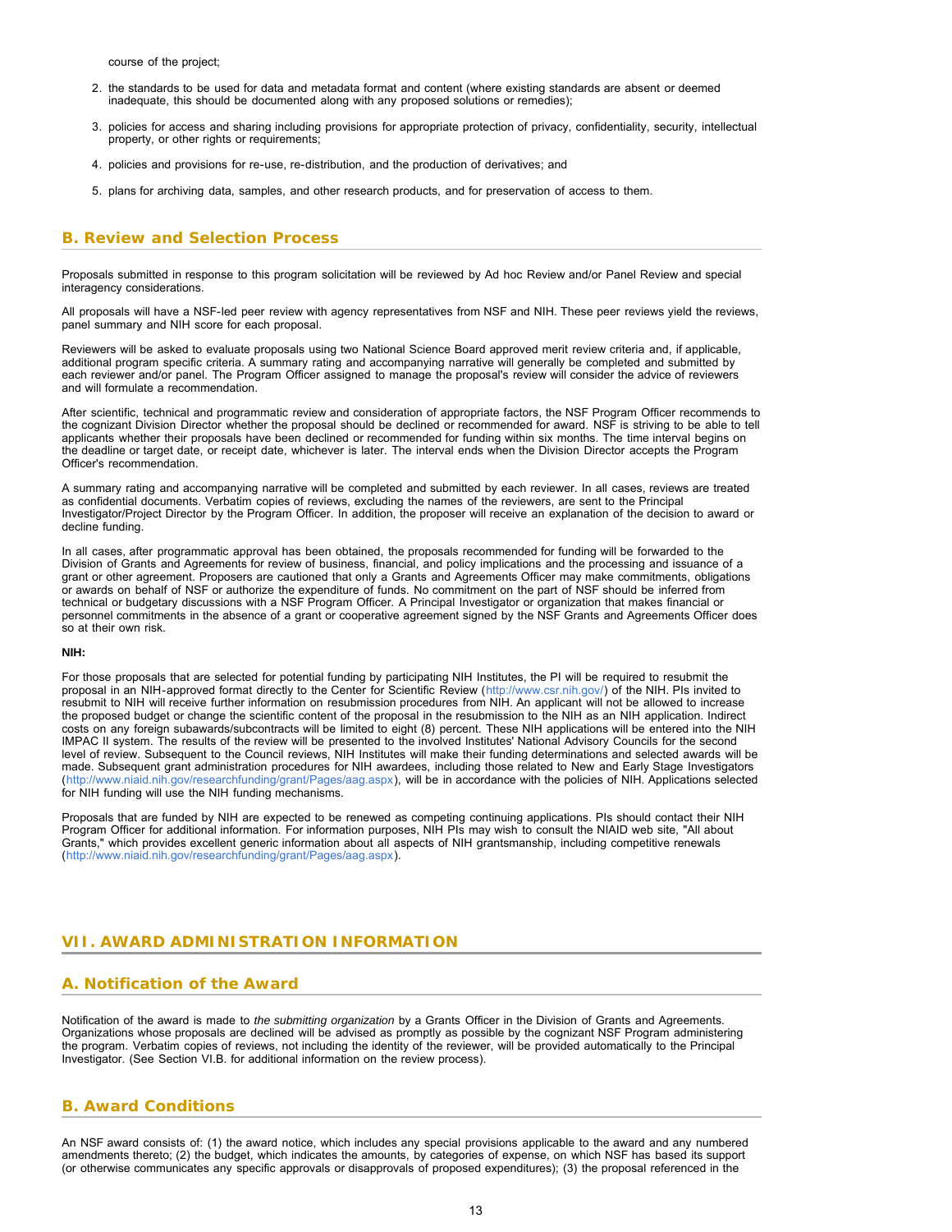course of the project;

2. the standards to be used for data and metadata format and content (where existing standards are absent or deemed inadequate, this should be documented along with any proposed solutions or remedies);
3. policies for access and sharing including provisions for appropriate protection of privacy, confidentiality, security, intellectual property, or other rights or requirements;
4. policies and provisions for re-use, re-distribution, and the production of derivatives; and
5. plans for archiving data, samples, and other research products, and for preservation of access to them.

## B. Review and Selection Process

Proposals submitted in response to this program solicitation will be reviewed by Ad hoc Review and/or Panel Review and special interagency considerations.

All proposals will have a NSF-led peer review with agency representatives from NSF and NIH. These peer reviews yield the reviews, panel summary and NIH score for each proposal.

Reviewers will be asked to evaluate proposals using two National Science Board approved merit review criteria and, if applicable, additional program specific criteria. A summary rating and accompanying narrative will generally be completed and submitted by each reviewer and/or panel. The Program Officer assigned to manage the proposal's review will consider the advice of reviewers and will formulate a recommendation.

After scientific, technical and programmatic review and consideration of appropriate factors, the NSF Program Officer recommends to the cognizant Division Director whether the proposal should be declined or recommended for award. NSF is striving to be able to tell applicants whether their proposals have been declined or recommended for funding within six months. The time interval begins on the deadline or target date, or receipt date, whichever is later. The interval ends when the Division Director accepts the Program Officer's recommendation.

A summary rating and accompanying narrative will be completed and submitted by each reviewer. In all cases, reviews are treated as confidential documents. Verbatim copies of reviews, excluding the names of the reviewers, are sent to the Principal Investigator/Project Director by the Program Officer. In addition, the proposer will receive an explanation of the decision to award or decline funding.

In all cases, after programmatic approval has been obtained, the proposals recommended for funding will be forwarded to the Division of Grants and Agreements for review of business, financial, and policy implications and the processing and issuance of a grant or other agreement. Proposers are cautioned that only a Grants and Agreements Officer may make commitments, obligations or awards on behalf of NSF or authorize the expenditure of funds. No commitment on the part of NSF should be inferred from technical or budgetary discussions with a NSF Program Officer. A Principal Investigator or organization that makes financial or personnel commitments in the absence of a grant or cooperative agreement signed by the NSF Grants and Agreements Officer does so at their own risk.

**NIH:**

For those proposals that are selected for potential funding by participating NIH Institutes, the PI will be required to resubmit the proposal in an NIH-approved format directly to the Center for Scientific Review (http://www.csr.nih.gov/) of the NIH. PIs invited to resubmit to NIH will receive further information on resubmission procedures from NIH. An applicant will not be allowed to increase the proposed budget or change the scientific content of the proposal in the resubmission to the NIH as an NIH application. Indirect costs on any foreign subawards/subcontracts will be limited to eight (8) percent. These NIH applications will be entered into the NIH IMPAC II system. The results of the review will be presented to the involved Institutes' National Advisory Councils for the second level of review. Subsequent to the Council reviews, NIH Institutes will make their funding determinations and selected awards will be made. Subsequent grant administration procedures for NIH awardees, including those related to New and Early Stage Investigators (http://www.niaid.nih.gov/researchfunding/grant/Pages/aag.aspx), will be in accordance with the policies of NIH. Applications selected for NIH funding will use the NIH funding mechanisms.

Proposals that are funded by NIH are expected to be renewed as competing continuing applications. PIs should contact their NIH Program Officer for additional information. For information purposes, NIH PIs may wish to consult the NIAID web site, "All about Grants," which provides excellent generic information about all aspects of NIH grantsmanship, including competitive renewals (http://www.niaid.nih.gov/researchfunding/grant/Pages/aag.aspx).

# VII. AWARD ADMINISTRATION INFORMATION

## A. Notification of the Award

Notification of the award is made to *the submitting organization* by a Grants Officer in the Division of Grants and Agreements. Organizations whose proposals are declined will be advised as promptly as possible by the cognizant NSF Program administering the program. Verbatim copies of reviews, not including the identity of the reviewer, will be provided automatically to the Principal Investigator. (See Section VI.B. for additional information on the review process).

## B. Award Conditions

An NSF award consists of: (1) the award notice, which includes any special provisions applicable to the award and any numbered amendments thereto; (2) the budget, which indicates the amounts, by categories of expense, on which NSF has based its support (or otherwise communicates any specific approvals or disapprovals of proposed expenditures); (3) the proposal referenced in the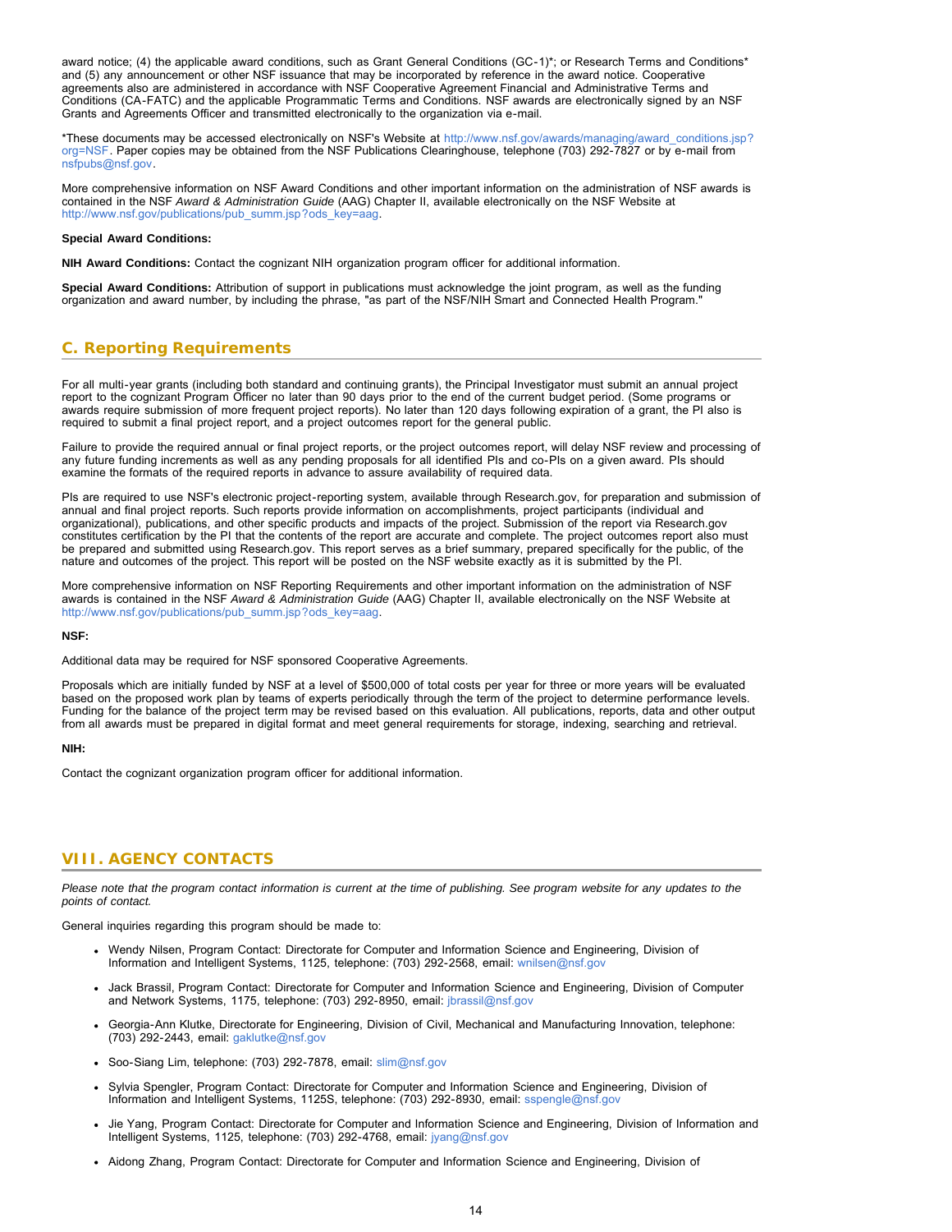award notice; (4) the applicable award conditions, such as Grant General Conditions (GC-1)*; or Research Terms and Conditions* and (5) any announcement or other NSF issuance that may be incorporated by reference in the award notice. Cooperative agreements also are administered in accordance with NSF Cooperative Agreement Financial and Administrative Terms and Conditions (CA-FATC) and the applicable Programmatic Terms and Conditions. NSF awards are electronically signed by an NSF Grants and Agreements Officer and transmitted electronically to the organization via e-mail.

*These documents may be accessed electronically on NSF's Website at http://www.nsf.gov/awards/managing/award_conditions.jsp?org=NSF. Paper copies may be obtained from the NSF Publications Clearinghouse, telephone (703) 292-7827 or by e-mail from nsfpubs@nsf.gov.

More comprehensive information on NSF Award Conditions and other important information on the administration of NSF awards is contained in the NSF *Award & Administration Guide* (AAG) Chapter II, available electronically on the NSF Website at http://www.nsf.gov/publications/pub_summ.jsp?ods_key=aag.

**Special Award Conditions:**

**NIH Award Conditions:** Contact the cognizant NIH organization program officer for additional information.

**Special Award Conditions:** Attribution of support in publications must acknowledge the joint program, as well as the funding organization and award number, by including the phrase, "as part of the NSF/NIH Smart and Connected Health Program."

## C. Reporting Requirements

For all multi-year grants (including both standard and continuing grants), the Principal Investigator must submit an annual project report to the cognizant Program Officer no later than 90 days prior to the end of the current budget period. (Some programs or awards require submission of more frequent project reports). No later than 120 days following expiration of a grant, the PI also is required to submit a final project report, and a project outcomes report for the general public.

Failure to provide the required annual or final project reports, or the project outcomes report, will delay NSF review and processing of any future funding increments as well as any pending proposals for all identified PIs and co-PIs on a given award. PIs should examine the formats of the required reports in advance to assure availability of required data.

PIs are required to use NSF's electronic project-reporting system, available through Research.gov, for preparation and submission of annual and final project reports. Such reports provide information on accomplishments, project participants (individual and organizational), publications, and other specific products and impacts of the project. Submission of the report via Research.gov constitutes certification by the PI that the contents of the report are accurate and complete. The project outcomes report also must be prepared and submitted using Research.gov. This report serves as a brief summary, prepared specifically for the public, of the nature and outcomes of the project. This report will be posted on the NSF website exactly as it is submitted by the PI.

More comprehensive information on NSF Reporting Requirements and other important information on the administration of NSF awards is contained in the NSF *Award & Administration Guide* (AAG) Chapter II, available electronically on the NSF Website at http://www.nsf.gov/publications/pub_summ.jsp?ods_key=aag.

**NSF:**

Additional data may be required for NSF sponsored Cooperative Agreements.

Proposals which are initially funded by NSF at a level of $500,000 of total costs per year for three or more years will be evaluated based on the proposed work plan by teams of experts periodically through the term of the project to determine performance levels. Funding for the balance of the project term may be revised based on this evaluation. All publications, reports, data and other output from all awards must be prepared in digital format and meet general requirements for storage, indexing, searching and retrieval.

**NIH:**

Contact the cognizant organization program officer for additional information.

## VIII. AGENCY CONTACTS

*Please note that the program contact information is current at the time of publishing. See program website for any updates to the points of contact.*

General inquiries regarding this program should be made to:

- Wendy Nilsen, Program Contact: Directorate for Computer and Information Science and Engineering, Division of Information and Intelligent Systems, 1125, telephone: (703) 292-2568, email: wnilsen@nsf.gov
- Jack Brassil, Program Contact: Directorate for Computer and Information Science and Engineering, Division of Computer and Network Systems, 1175, telephone: (703) 292-8950, email: jbrassil@nsf.gov
- Georgia-Ann Klutke, Directorate for Engineering, Division of Civil, Mechanical and Manufacturing Innovation, telephone: (703) 292-2443, email: gaklutke@nsf.gov
- Soo-Siang Lim, telephone: (703) 292-7878, email: slim@nsf.gov
- Sylvia Spengler, Program Contact: Directorate for Computer and Information Science and Engineering, Division of Information and Intelligent Systems, 1125S, telephone: (703) 292-8930, email: sspengle@nsf.gov
- Jie Yang, Program Contact: Directorate for Computer and Information Science and Engineering, Division of Information and Intelligent Systems, 1125, telephone: (703) 292-4768, email: jyang@nsf.gov
- Aidong Zhang, Program Contact: Directorate for Computer and Information Science and Engineering, Division of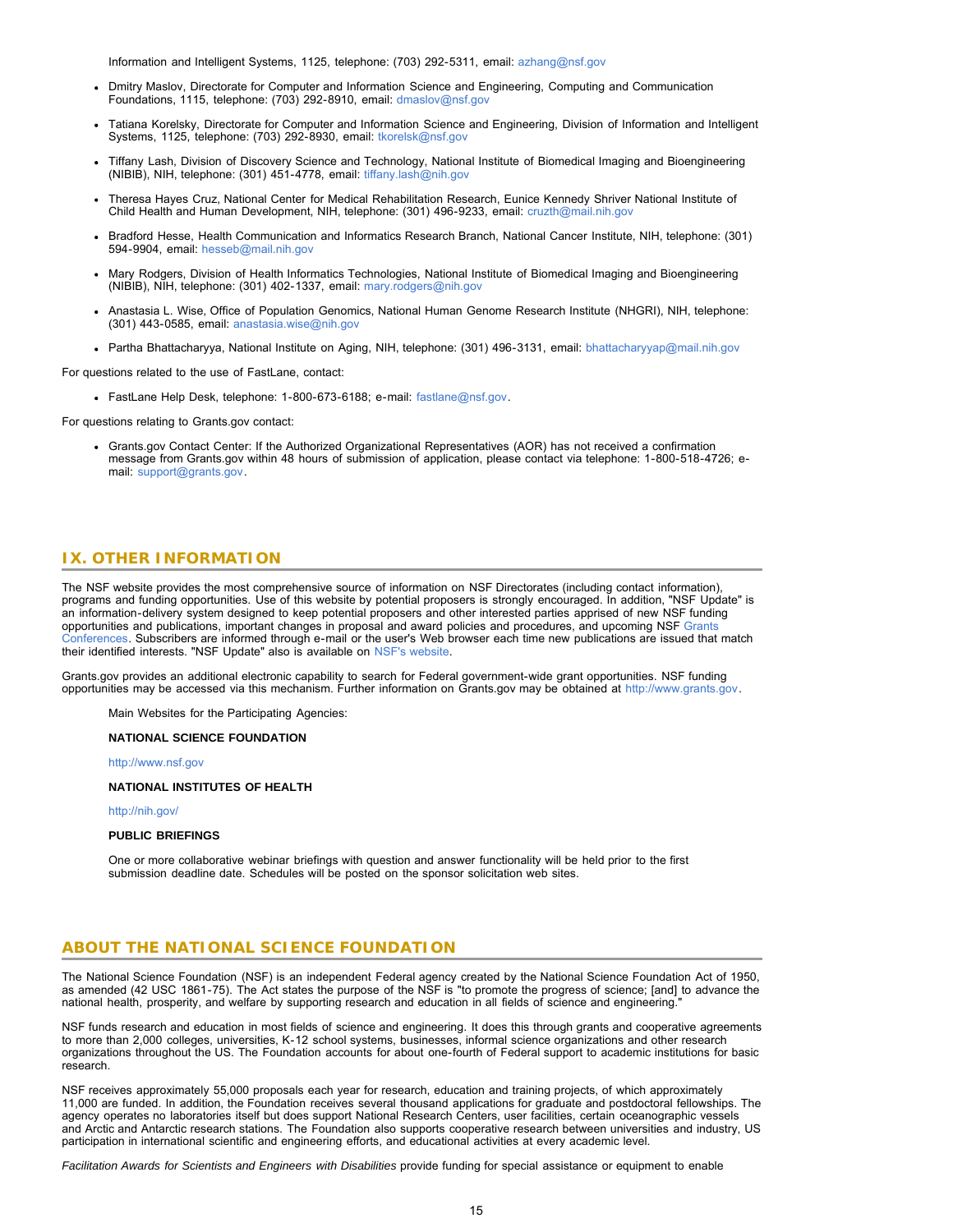Information and Intelligent Systems, 1125, telephone: (703) 292-5311, email: azhang@nsf.gov

- Dmitry Maslov, Directorate for Computer and Information Science and Engineering, Computing and Communication Foundations, 1115, telephone: (703) 292-8910, email: dmaslov@nsf.gov
- Tatiana Korelsky, Directorate for Computer and Information Science and Engineering, Division of Information and Intelligent Systems, 1125, telephone: (703) 292-8930, email: tkorelsk@nsf.gov
- Tiffany Lash, Division of Discovery Science and Technology, National Institute of Biomedical Imaging and Bioengineering (NIBIB), NIH, telephone: (301) 451-4778, email: tiffany.lash@nih.gov
- Theresa Hayes Cruz, National Center for Medical Rehabilitation Research, Eunice Kennedy Shriver National Institute of Child Health and Human Development, NIH, telephone: (301) 496-9233, email: cruzth@mail.nih.gov
- Bradford Hesse, Health Communication and Informatics Research Branch, National Cancer Institute, NIH, telephone: (301) 594-9904, email: hesseb@mail.nih.gov
- Mary Rodgers, Division of Health Informatics Technologies, National Institute of Biomedical Imaging and Bioengineering (NIBIB), NIH, telephone: (301) 402-1337, email: mary.rodgers@nih.gov
- Anastasia L. Wise, Office of Population Genomics, National Human Genome Research Institute (NHGRI), NIH, telephone: (301) 443-0585, email: anastasia.wise@nih.gov
- Partha Bhattacharyya, National Institute on Aging, NIH, telephone: (301) 496-3131, email: bhattacharyyap@mail.nih.gov

For questions related to the use of FastLane, contact:

- FastLane Help Desk, telephone: 1-800-673-6188; e-mail: fastlane@nsf.gov.

For questions relating to Grants.gov contact:

- Grants.gov Contact Center: If the Authorized Organizational Representatives (AOR) has not received a confirmation message from Grants.gov within 48 hours of submission of application, please contact via telephone: 1-800-518-4726; e-mail: support@grants.gov.

## IX. OTHER INFORMATION

The NSF website provides the most comprehensive source of information on NSF Directorates (including contact information), programs and funding opportunities. Use of this website by potential proposers is strongly encouraged. In addition, "NSF Update" is an information-delivery system designed to keep potential proposers and other interested parties apprised of new NSF funding opportunities and publications, important changes in proposal and award policies and procedures, and upcoming NSF Grants Conferences. Subscribers are informed through e-mail or the user's Web browser each time new publications are issued that match their identified interests. "NSF Update" also is available on NSF's website.

Grants.gov provides an additional electronic capability to search for Federal government-wide grant opportunities. NSF funding opportunities may be accessed via this mechanism. Further information on Grants.gov may be obtained at http://www.grants.gov.

Main Websites for the Participating Agencies:

**NATIONAL SCIENCE FOUNDATION**

http://www.nsf.gov

**NATIONAL INSTITUTES OF HEALTH**

http://nih.gov/

**PUBLIC BRIEFINGS**

One or more collaborative webinar briefings with question and answer functionality will be held prior to the first submission deadline date. Schedules will be posted on the sponsor solicitation web sites.

## ABOUT THE NATIONAL SCIENCE FOUNDATION

The National Science Foundation (NSF) is an independent Federal agency created by the National Science Foundation Act of 1950, as amended (42 USC 1861-75). The Act states the purpose of the NSF is "to promote the progress of science; [and] to advance the national health, prosperity, and welfare by supporting research and education in all fields of science and engineering."

NSF funds research and education in most fields of science and engineering. It does this through grants and cooperative agreements to more than 2,000 colleges, universities, K-12 school systems, businesses, informal science organizations and other research organizations throughout the US. The Foundation accounts for about one-fourth of Federal support to academic institutions for basic research.

NSF receives approximately 55,000 proposals each year for research, education and training projects, of which approximately 11,000 are funded. In addition, the Foundation receives several thousand applications for graduate and postdoctoral fellowships. The agency operates no laboratories itself but does support National Research Centers, user facilities, certain oceanographic vessels and Arctic and Antarctic research stations. The Foundation also supports cooperative research between universities and industry, US participation in international scientific and engineering efforts, and educational activities at every academic level.

*Facilitation Awards for Scientists and Engineers with Disabilities* provide funding for special assistance or equipment to enable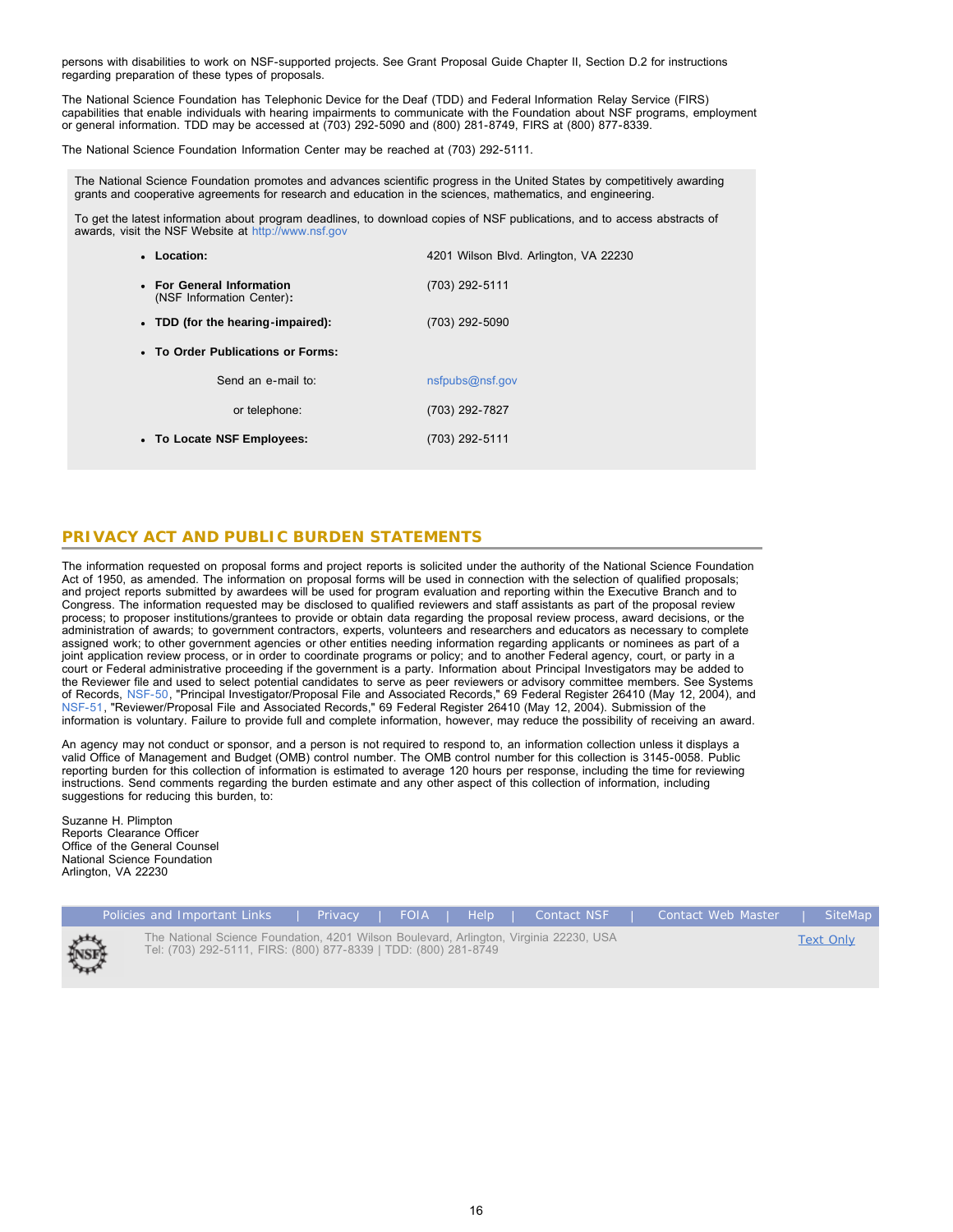persons with disabilities to work on NSF-supported projects. See Grant Proposal Guide Chapter II, Section D.2 for instructions regarding preparation of these types of proposals.

The National Science Foundation has Telephonic Device for the Deaf (TDD) and Federal Information Relay Service (FIRS) capabilities that enable individuals with hearing impairments to communicate with the Foundation about NSF programs, employment or general information. TDD may be accessed at (703) 292-5090 and (800) 281-8749, FIRS at (800) 877-8339.

The National Science Foundation Information Center may be reached at (703) 292-5111.

The National Science Foundation promotes and advances scientific progress in the United States by competitively awarding grants and cooperative agreements for research and education in the sciences, mathematics, and engineering.

To get the latest information about program deadlines, to download copies of NSF publications, and to access abstracts of awards, visit the NSF Website at http://www.nsf.gov

- **Location:** 4201 Wilson Blvd. Arlington, VA 22230
- **For General Information** (NSF Information Center)**:** (703) 292-5111
- **TDD (for the hearing-impaired):** (703) 292-5090
- **To Order Publications or Forms:**
  - Send an e-mail to: nsfpubs@nsf.gov
  - or telephone: (703) 292-7827
- **To Locate NSF Employees:** (703) 292-5111

## PRIVACY ACT AND PUBLIC BURDEN STATEMENTS

The information requested on proposal forms and project reports is solicited under the authority of the National Science Foundation Act of 1950, as amended. The information on proposal forms will be used in connection with the selection of qualified proposals; and project reports submitted by awardees will be used for program evaluation and reporting within the Executive Branch and to Congress. The information requested may be disclosed to qualified reviewers and staff assistants as part of the proposal review process; to proposer institutions/grantees to provide or obtain data regarding the proposal review process, award decisions, or the administration of awards; to government contractors, experts, volunteers and researchers and educators as necessary to complete assigned work; to other government agencies or other entities needing information regarding applicants or nominees as part of a joint application review process, or in order to coordinate programs or policy; and to another Federal agency, court, or party in a court or Federal administrative proceeding if the government is a party. Information about Principal Investigators may be added to the Reviewer file and used to select potential candidates to serve as peer reviewers or advisory committee members. See Systems of Records, NSF-50, "Principal Investigator/Proposal File and Associated Records," 69 Federal Register 26410 (May 12, 2004), and NSF-51, "Reviewer/Proposal File and Associated Records," 69 Federal Register 26410 (May 12, 2004). Submission of the information is voluntary. Failure to provide full and complete information, however, may reduce the possibility of receiving an award.

An agency may not conduct or sponsor, and a person is not required to respond to, an information collection unless it displays a valid Office of Management and Budget (OMB) control number. The OMB control number for this collection is 3145-0058. Public reporting burden for this collection of information is estimated to average 120 hours per response, including the time for reviewing instructions. Send comments regarding the burden estimate and any other aspect of this collection of information, including suggestions for reducing this burden, to:

Suzanne H. Plimpton
Reports Clearance Officer
Office of the General Counsel
National Science Foundation
Arlington, VA 22230

Policies and Important Links | Privacy | FOIA | Help | Contact NSF | Contact Web Master | SiteMap

The National Science Foundation, 4201 Wilson Boulevard, Arlington, Virginia 22230, USA
Tel: (703) 292-5111, FIRS: (800) 877-8339 | TDD: (800) 281-8749

Text Only